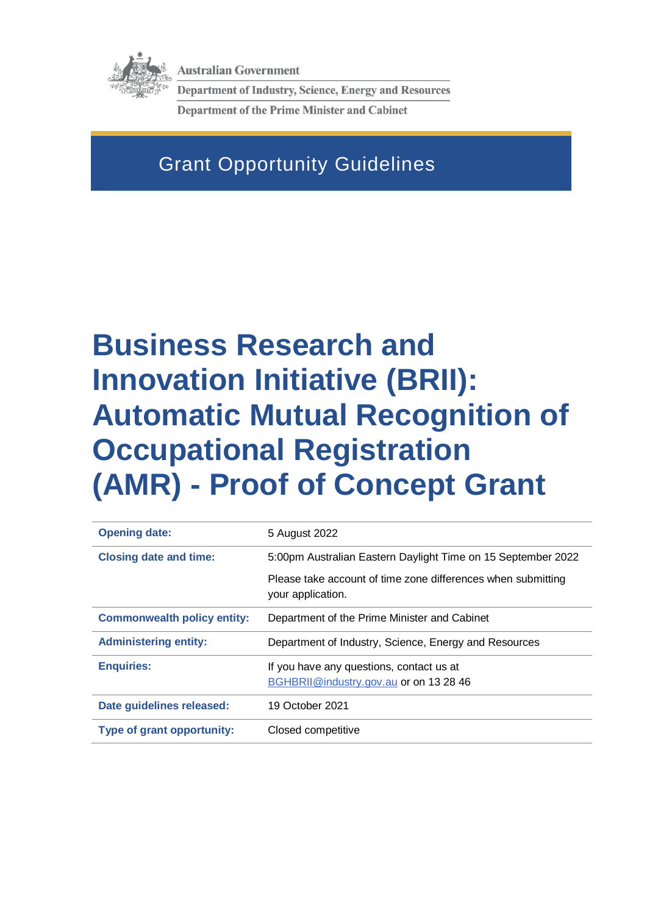Australian Government

Department of Industry, Science, Energy and Resources

Department of the Prime Minister and Cabinet

Grant Opportunity Guidelines

# Business Research and Innovation Initiative (BRII): Automatic Mutual Recognition of Occupational Registration (AMR) - Proof of Concept Grant

| | |
|---|---|
| **Opening date:** | 5 August 2022 |
| **Closing date and time:** | 5:00pm Australian Eastern Daylight Time on 15 September 2022<br>Please take account of time zone differences when submitting your application. |
| **Commonwealth policy entity:** | Department of the Prime Minister and Cabinet |
| **Administering entity:** | Department of Industry, Science, Energy and Resources |
| **Enquiries:** | If you have any questions, contact us at BGHBRII@industry.gov.au or on 13 28 46 |
| **Date guidelines released:** | 19 October 2021 |
| **Type of grant opportunity:** | Closed competitive |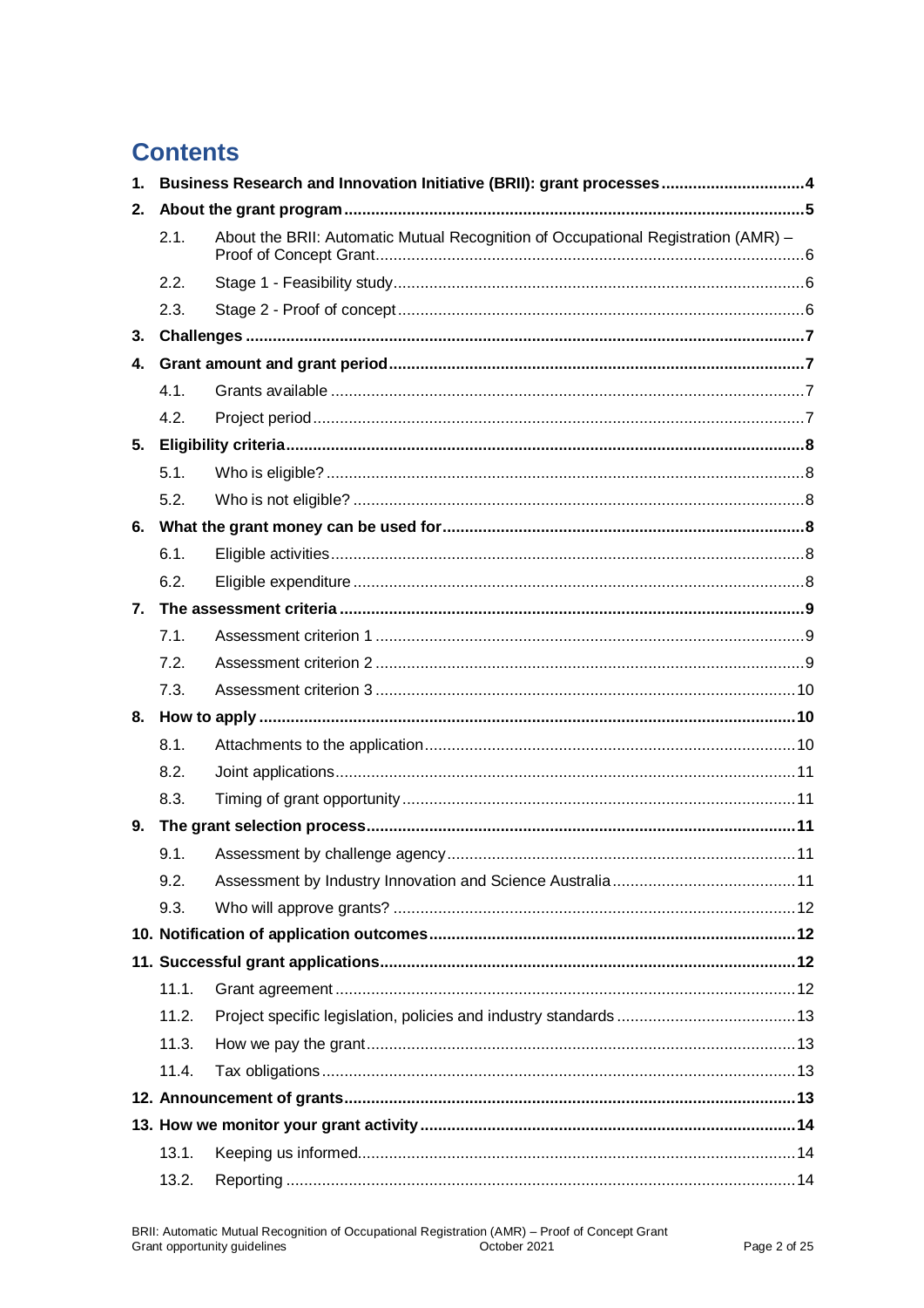# Contents

1. **Business Research and Innovation Initiative (BRII): grant processes ... 4**
2. **About the grant program ... 5**
   - 2.1. About the BRII: Automatic Mutual Recognition of Occupational Registration (AMR) – Proof of Concept Grant ... 6
   - 2.2. Stage 1 - Feasibility study ... 6
   - 2.3. Stage 2 - Proof of concept ... 6
3. **Challenges ... 7**
4. **Grant amount and grant period ... 7**
   - 4.1. Grants available ... 7
   - 4.2. Project period ... 7
5. **Eligibility criteria ... 8**
   - 5.1. Who is eligible? ... 8
   - 5.2. Who is not eligible? ... 8
6. **What the grant money can be used for ... 8**
   - 6.1. Eligible activities ... 8
   - 6.2. Eligible expenditure ... 8
7. **The assessment criteria ... 9**
   - 7.1. Assessment criterion 1 ... 9
   - 7.2. Assessment criterion 2 ... 9
   - 7.3. Assessment criterion 3 ... 10
8. **How to apply ... 10**
   - 8.1. Attachments to the application ... 10
   - 8.2. Joint applications ... 11
   - 8.3. Timing of grant opportunity ... 11
9. **The grant selection process ... 11**
   - 9.1. Assessment by challenge agency ... 11
   - 9.2. Assessment by Industry Innovation and Science Australia ... 11
   - 9.3. Who will approve grants? ... 12
10. **Notification of application outcomes ... 12**
11. **Successful grant applications ... 12**
    - 11.1. Grant agreement ... 12
    - 11.2. Project specific legislation, policies and industry standards ... 13
    - 11.3. How we pay the grant ... 13
    - 11.4. Tax obligations ... 13
12. **Announcement of grants ... 13**
13. **How we monitor your grant activity ... 14**
    - 13.1. Keeping us informed ... 14
    - 13.2. Reporting ... 14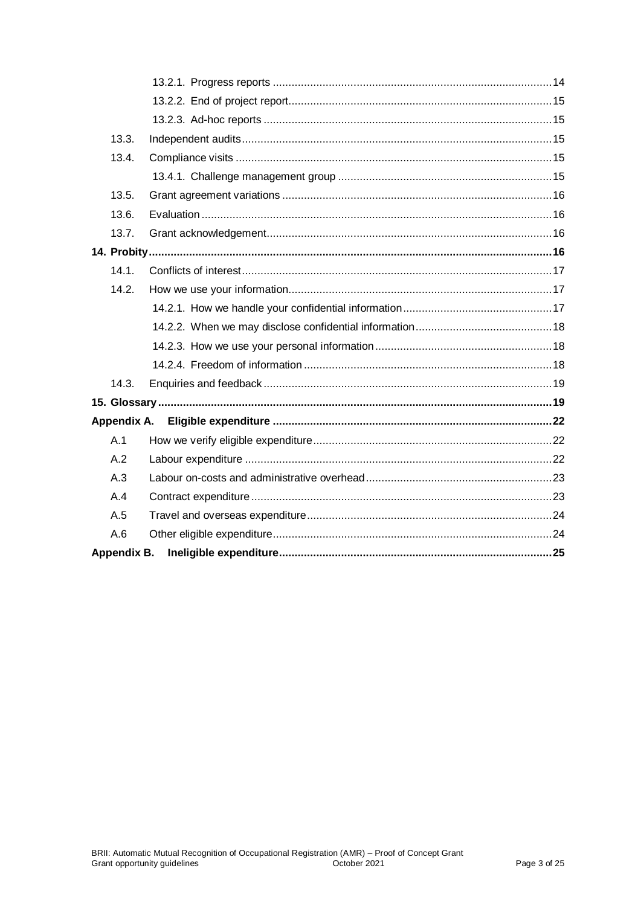| | | |
|---|---|---|
| | 13.2.1. Progress reports | 14 |
| | 13.2.2. End of project report | 15 |
| | 13.2.3. Ad-hoc reports | 15 |
| 13.3. | Independent audits | 15 |
| 13.4. | Compliance visits | 15 |
| | 13.4.1. Challenge management group | 15 |
| 13.5. | Grant agreement variations | 16 |
| 13.6. | Evaluation | 16 |
| 13.7. | Grant acknowledgement | 16 |
| **14. Probity** | | **16** |
| 14.1. | Conflicts of interest | 17 |
| 14.2. | How we use your information | 17 |
| | 14.2.1. How we handle your confidential information | 17 |
| | 14.2.2. When we may disclose confidential information | 18 |
| | 14.2.3. How we use your personal information | 18 |
| | 14.2.4. Freedom of information | 18 |
| 14.3. | Enquiries and feedback | 19 |
| **15. Glossary** | | **19** |
| **Appendix A.** | **Eligible expenditure** | **22** |
| A.1 | How we verify eligible expenditure | 22 |
| A.2 | Labour expenditure | 22 |
| A.3 | Labour on-costs and administrative overhead | 23 |
| A.4 | Contract expenditure | 23 |
| A.5 | Travel and overseas expenditure | 24 |
| A.6 | Other eligible expenditure | 24 |
| **Appendix B.** | **Ineligible expenditure** | **25** |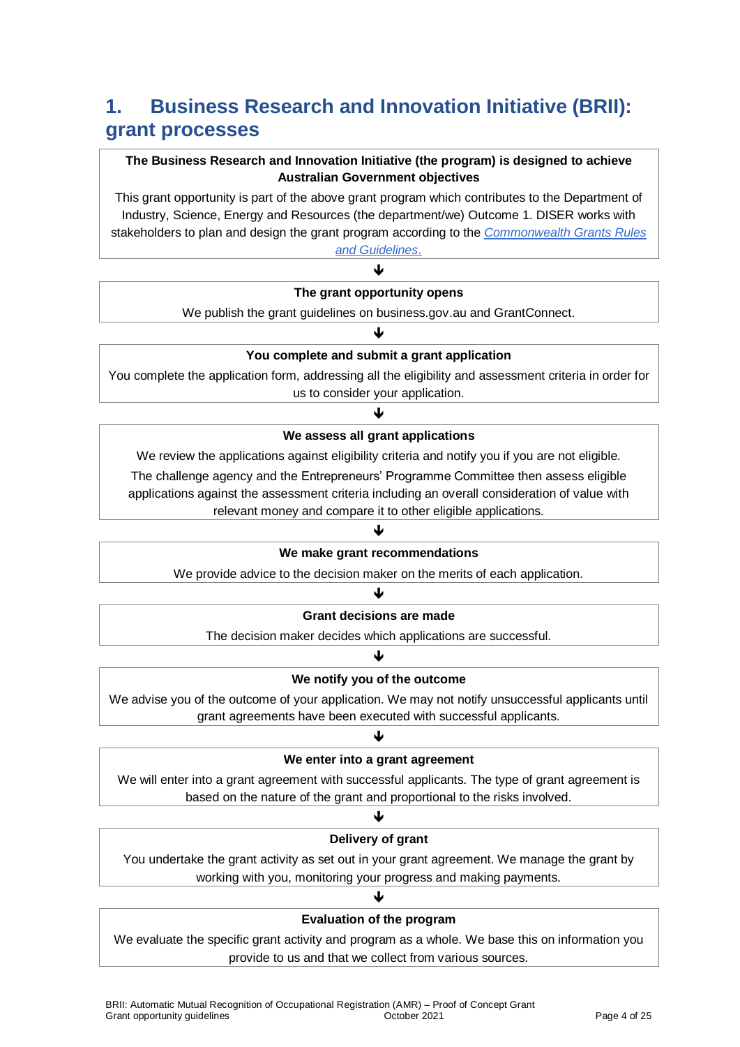# 1. Business Research and Innovation Initiative (BRII): grant processes

**The Business Research and Innovation Initiative (the program) is designed to achieve Australian Government objectives**

This grant opportunity is part of the above grant program which contributes to the Department of Industry, Science, Energy and Resources (the department/we) Outcome 1. DISER works with stakeholders to plan and design the grant program according to the *Commonwealth Grants Rules and Guidelines*.

↓

**The grant opportunity opens**

We publish the grant guidelines on business.gov.au and GrantConnect.

↓

**You complete and submit a grant application**

You complete the application form, addressing all the eligibility and assessment criteria in order for us to consider your application.

↓

**We assess all grant applications**

We review the applications against eligibility criteria and notify you if you are not eligible.

The challenge agency and the Entrepreneurs' Programme Committee then assess eligible applications against the assessment criteria including an overall consideration of value with relevant money and compare it to other eligible applications.

↓

**We make grant recommendations**

We provide advice to the decision maker on the merits of each application.

↓

**Grant decisions are made**

The decision maker decides which applications are successful.

↓

**We notify you of the outcome**

We advise you of the outcome of your application. We may not notify unsuccessful applicants until grant agreements have been executed with successful applicants.

↓

**We enter into a grant agreement**

We will enter into a grant agreement with successful applicants. The type of grant agreement is based on the nature of the grant and proportional to the risks involved.

↓

**Delivery of grant**

You undertake the grant activity as set out in your grant agreement. We manage the grant by working with you, monitoring your progress and making payments.

↓

**Evaluation of the program**

We evaluate the specific grant activity and program as a whole. We base this on information you provide to us and that we collect from various sources.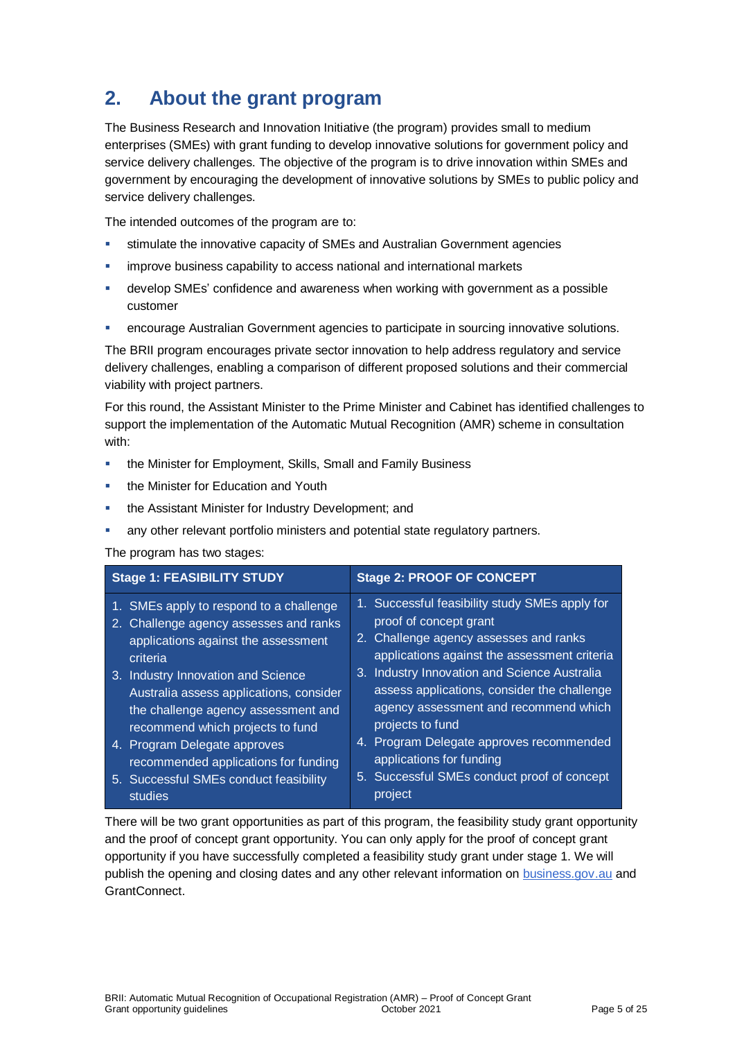## 2. About the grant program

The Business Research and Innovation Initiative (the program) provides small to medium enterprises (SMEs) with grant funding to develop innovative solutions for government policy and service delivery challenges. The objective of the program is to drive innovation within SMEs and government by encouraging the development of innovative solutions by SMEs to public policy and service delivery challenges.

The intended outcomes of the program are to:

- stimulate the innovative capacity of SMEs and Australian Government agencies
- improve business capability to access national and international markets
- develop SMEs' confidence and awareness when working with government as a possible customer
- encourage Australian Government agencies to participate in sourcing innovative solutions.

The BRII program encourages private sector innovation to help address regulatory and service delivery challenges, enabling a comparison of different proposed solutions and their commercial viability with project partners.

For this round, the Assistant Minister to the Prime Minister and Cabinet has identified challenges to support the implementation of the Automatic Mutual Recognition (AMR) scheme in consultation with:

- the Minister for Employment, Skills, Small and Family Business
- the Minister for Education and Youth
- the Assistant Minister for Industry Development; and
- any other relevant portfolio ministers and potential state regulatory partners.

The program has two stages:

| Stage 1: FEASIBILITY STUDY | Stage 2: PROOF OF CONCEPT |
|---|---|
| 1. SMEs apply to respond to a challenge<br>2. Challenge agency assesses and ranks applications against the assessment criteria<br>3. Industry Innovation and Science Australia assess applications, consider the challenge agency assessment and recommend which projects to fund<br>4. Program Delegate approves recommended applications for funding<br>5. Successful SMEs conduct feasibility studies | 1. Successful feasibility study SMEs apply for proof of concept grant<br>2. Challenge agency assesses and ranks applications against the assessment criteria<br>3. Industry Innovation and Science Australia assess applications, consider the challenge agency assessment and recommend which projects to fund<br>4. Program Delegate approves recommended applications for funding<br>5. Successful SMEs conduct proof of concept project |

There will be two grant opportunities as part of this program, the feasibility study grant opportunity and the proof of concept grant opportunity. You can only apply for the proof of concept grant opportunity if you have successfully completed a feasibility study grant under stage 1. We will publish the opening and closing dates and any other relevant information on [business.gov.au](https://business.gov.au) and GrantConnect.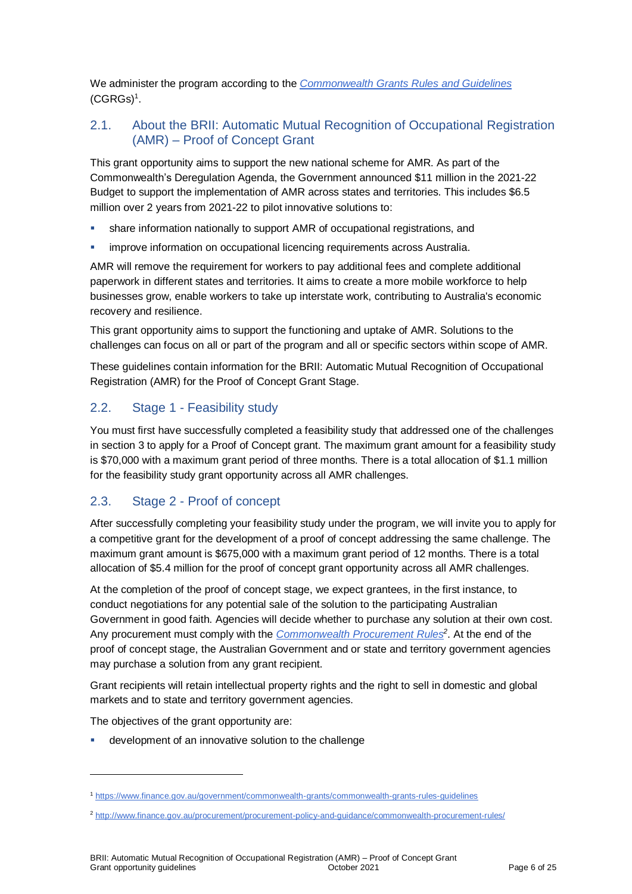We administer the program according to the *[Commonwealth Grants Rules and Guidelines](https://www.finance.gov.au/government/commonwealth-grants/commonwealth-grants-rules-guidelines)* (CGRGs)[1].

## 2.1. About the BRII: Automatic Mutual Recognition of Occupational Registration (AMR) – Proof of Concept Grant

This grant opportunity aims to support the new national scheme for AMR. As part of the Commonwealth's Deregulation Agenda, the Government announced $11 million in the 2021-22 Budget to support the implementation of AMR across states and territories. This includes $6.5 million over 2 years from 2021-22 to pilot innovative solutions to:

- share information nationally to support AMR of occupational registrations, and
- improve information on occupational licencing requirements across Australia.

AMR will remove the requirement for workers to pay additional fees and complete additional paperwork in different states and territories. It aims to create a more mobile workforce to help businesses grow, enable workers to take up interstate work, contributing to Australia's economic recovery and resilience.

This grant opportunity aims to support the functioning and uptake of AMR. Solutions to the challenges can focus on all or part of the program and all or specific sectors within scope of AMR.

These guidelines contain information for the BRII: Automatic Mutual Recognition of Occupational Registration (AMR) for the Proof of Concept Grant Stage.

## 2.2. Stage 1 - Feasibility study

You must first have successfully completed a feasibility study that addressed one of the challenges in section 3 to apply for a Proof of Concept grant. The maximum grant amount for a feasibility study is $70,000 with a maximum grant period of three months. There is a total allocation of $1.1 million for the feasibility study grant opportunity across all AMR challenges.

## 2.3. Stage 2 - Proof of concept

After successfully completing your feasibility study under the program, we will invite you to apply for a competitive grant for the development of a proof of concept addressing the same challenge. The maximum grant amount is $675,000 with a maximum grant period of 12 months. There is a total allocation of $5.4 million for the proof of concept grant opportunity across all AMR challenges.

At the completion of the proof of concept stage, we expect grantees, in the first instance, to conduct negotiations for any potential sale of the solution to the participating Australian Government in good faith. Agencies will decide whether to purchase any solution at their own cost. Any procurement must comply with the *[Commonwealth Procurement Rules](http://www.finance.gov.au/procurement/procurement-policy-and-guidance/commonwealth-procurement-rules/)*[2]. At the end of the proof of concept stage, the Australian Government and or state and territory government agencies may purchase a solution from any grant recipient.

Grant recipients will retain intellectual property rights and the right to sell in domestic and global markets and to state and territory government agencies.

The objectives of the grant opportunity are:

- development of an innovative solution to the challenge

---

[1] https://www.finance.gov.au/government/commonwealth-grants/commonwealth-grants-rules-guidelines

[2] http://www.finance.gov.au/procurement/procurement-policy-and-guidance/commonwealth-procurement-rules/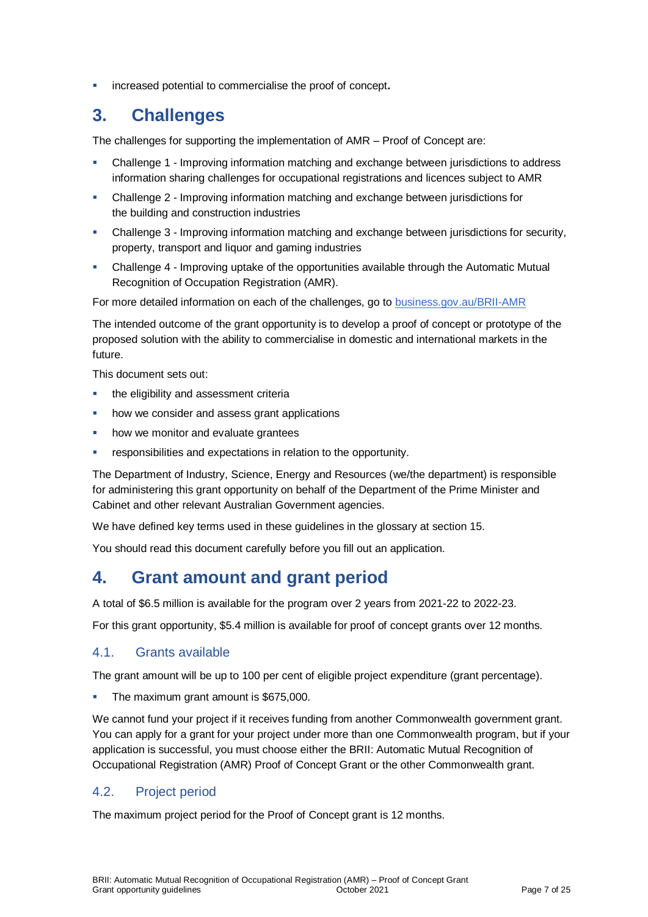- increased potential to commercialise the proof of concept**.**

# 3. Challenges

The challenges for supporting the implementation of AMR – Proof of Concept are:

- Challenge 1 - Improving information matching and exchange between jurisdictions to address information sharing challenges for occupational registrations and licences subject to AMR
- Challenge 2 - Improving information matching and exchange between jurisdictions for the building and construction industries
- Challenge 3 - Improving information matching and exchange between jurisdictions for security, property, transport and liquor and gaming industries
- Challenge 4 - Improving uptake of the opportunities available through the Automatic Mutual Recognition of Occupation Registration (AMR).

For more detailed information on each of the challenges, go to [business.gov.au/BRII-AMR](business.gov.au/BRII-AMR)

The intended outcome of the grant opportunity is to develop a proof of concept or prototype of the proposed solution with the ability to commercialise in domestic and international markets in the future.

This document sets out:

- the eligibility and assessment criteria
- how we consider and assess grant applications
- how we monitor and evaluate grantees
- responsibilities and expectations in relation to the opportunity.

The Department of Industry, Science, Energy and Resources (we/the department) is responsible for administering this grant opportunity on behalf of the Department of the Prime Minister and Cabinet and other relevant Australian Government agencies.

We have defined key terms used in these guidelines in the glossary at section 15.

You should read this document carefully before you fill out an application.

# 4. Grant amount and grant period

A total of $6.5 million is available for the program over 2 years from 2021-22 to 2022-23.

For this grant opportunity, $5.4 million is available for proof of concept grants over 12 months.

## 4.1. Grants available

The grant amount will be up to 100 per cent of eligible project expenditure (grant percentage).

- The maximum grant amount is $675,000.

We cannot fund your project if it receives funding from another Commonwealth government grant. You can apply for a grant for your project under more than one Commonwealth program, but if your application is successful, you must choose either the BRII: Automatic Mutual Recognition of Occupational Registration (AMR) Proof of Concept Grant or the other Commonwealth grant.

## 4.2. Project period

The maximum project period for the Proof of Concept grant is 12 months.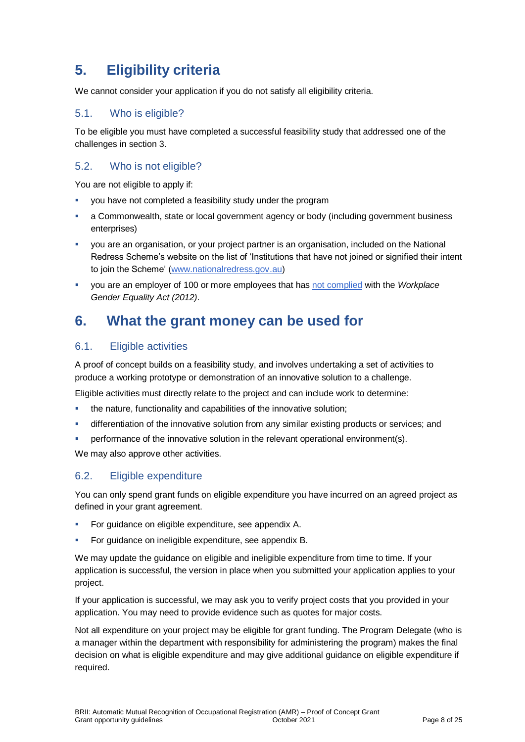# 5. Eligibility criteria

We cannot consider your application if you do not satisfy all eligibility criteria.

## 5.1. Who is eligible?

To be eligible you must have completed a successful feasibility study that addressed one of the challenges in section 3.

## 5.2. Who is not eligible?

You are not eligible to apply if:

- you have not completed a feasibility study under the program
- a Commonwealth, state or local government agency or body (including government business enterprises)
- you are an organisation, or your project partner is an organisation, included on the National Redress Scheme's website on the list of 'Institutions that have not joined or signified their intent to join the Scheme' (www.nationalredress.gov.au)
- you are an employer of 100 or more employees that has not complied with the *Workplace Gender Equality Act (2012)*.

# 6. What the grant money can be used for

## 6.1. Eligible activities

A proof of concept builds on a feasibility study, and involves undertaking a set of activities to produce a working prototype or demonstration of an innovative solution to a challenge.

Eligible activities must directly relate to the project and can include work to determine:

- the nature, functionality and capabilities of the innovative solution;
- differentiation of the innovative solution from any similar existing products or services; and
- performance of the innovative solution in the relevant operational environment(s).

We may also approve other activities.

## 6.2. Eligible expenditure

You can only spend grant funds on eligible expenditure you have incurred on an agreed project as defined in your grant agreement.

- For guidance on eligible expenditure, see appendix A.
- For guidance on ineligible expenditure, see appendix B.

We may update the guidance on eligible and ineligible expenditure from time to time. If your application is successful, the version in place when you submitted your application applies to your project.

If your application is successful, we may ask you to verify project costs that you provided in your application. You may need to provide evidence such as quotes for major costs.

Not all expenditure on your project may be eligible for grant funding. The Program Delegate (who is a manager within the department with responsibility for administering the program) makes the final decision on what is eligible expenditure and may give additional guidance on eligible expenditure if required.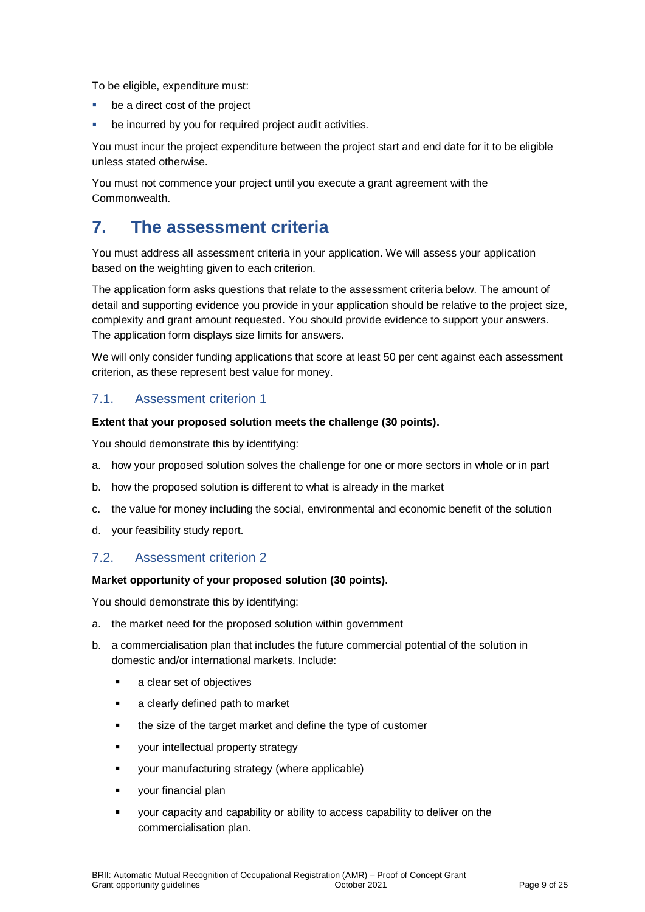To be eligible, expenditure must:

- be a direct cost of the project
- be incurred by you for required project audit activities.

You must incur the project expenditure between the project start and end date for it to be eligible unless stated otherwise.

You must not commence your project until you execute a grant agreement with the Commonwealth.

# 7. The assessment criteria

You must address all assessment criteria in your application. We will assess your application based on the weighting given to each criterion.

The application form asks questions that relate to the assessment criteria below. The amount of detail and supporting evidence you provide in your application should be relative to the project size, complexity and grant amount requested. You should provide evidence to support your answers. The application form displays size limits for answers.

We will only consider funding applications that score at least 50 per cent against each assessment criterion, as these represent best value for money.

## 7.1. Assessment criterion 1

**Extent that your proposed solution meets the challenge (30 points).**

You should demonstrate this by identifying:

a. how your proposed solution solves the challenge for one or more sectors in whole or in part

b. how the proposed solution is different to what is already in the market

c. the value for money including the social, environmental and economic benefit of the solution

d. your feasibility study report.

## 7.2. Assessment criterion 2

**Market opportunity of your proposed solution (30 points).**

You should demonstrate this by identifying:

a. the market need for the proposed solution within government

b. a commercialisation plan that includes the future commercial potential of the solution in domestic and/or international markets. Include:
   - a clear set of objectives
   - a clearly defined path to market
   - the size of the target market and define the type of customer
   - your intellectual property strategy
   - your manufacturing strategy (where applicable)
   - your financial plan
   - your capacity and capability or ability to access capability to deliver on the commercialisation plan.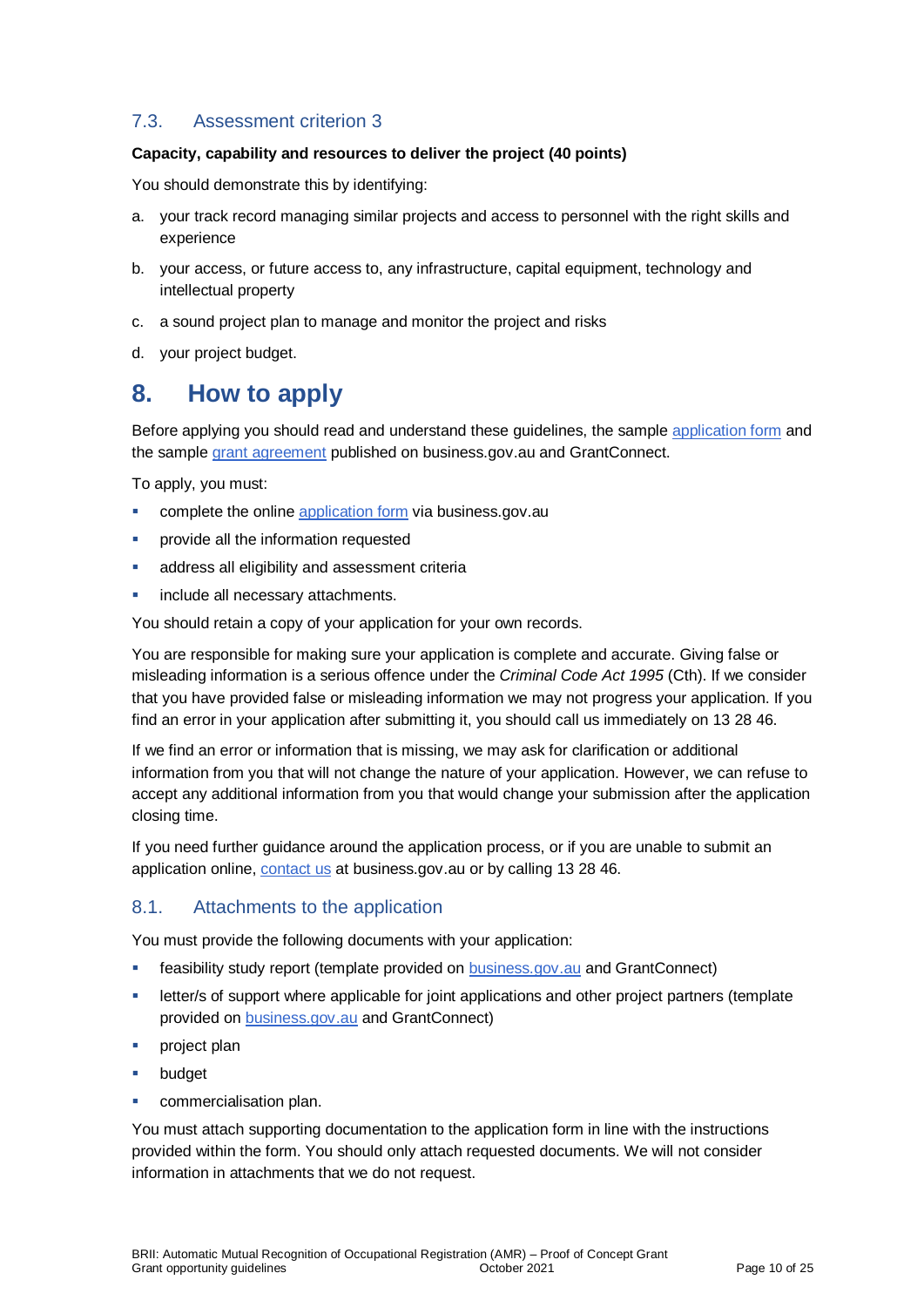### 7.3. Assessment criterion 3

**Capacity, capability and resources to deliver the project (40 points)**

You should demonstrate this by identifying:

a. your track record managing similar projects and access to personnel with the right skills and experience

b. your access, or future access to, any infrastructure, capital equipment, technology and intellectual property

c. a sound project plan to manage and monitor the project and risks

d. your project budget.

## 8. How to apply

Before applying you should read and understand these guidelines, the sample [application form](#) and the sample [grant agreement](#) published on business.gov.au and GrantConnect.

To apply, you must:

- complete the online [application form](#) via business.gov.au
- provide all the information requested
- address all eligibility and assessment criteria
- include all necessary attachments.

You should retain a copy of your application for your own records.

You are responsible for making sure your application is complete and accurate. Giving false or misleading information is a serious offence under the *Criminal Code Act 1995* (Cth). If we consider that you have provided false or misleading information we may not progress your application. If you find an error in your application after submitting it, you should call us immediately on 13 28 46.

If we find an error or information that is missing, we may ask for clarification or additional information from you that will not change the nature of your application. However, we can refuse to accept any additional information from you that would change your submission after the application closing time.

If you need further guidance around the application process, or if you are unable to submit an application online, [contact us](#) at business.gov.au or by calling 13 28 46.

### 8.1. Attachments to the application

You must provide the following documents with your application:

- feasibility study report (template provided on [business.gov.au](#) and GrantConnect)
- letter/s of support where applicable for joint applications and other project partners (template provided on [business.gov.au](#) and GrantConnect)
- project plan
- budget
- commercialisation plan.

You must attach supporting documentation to the application form in line with the instructions provided within the form. You should only attach requested documents. We will not consider information in attachments that we do not request.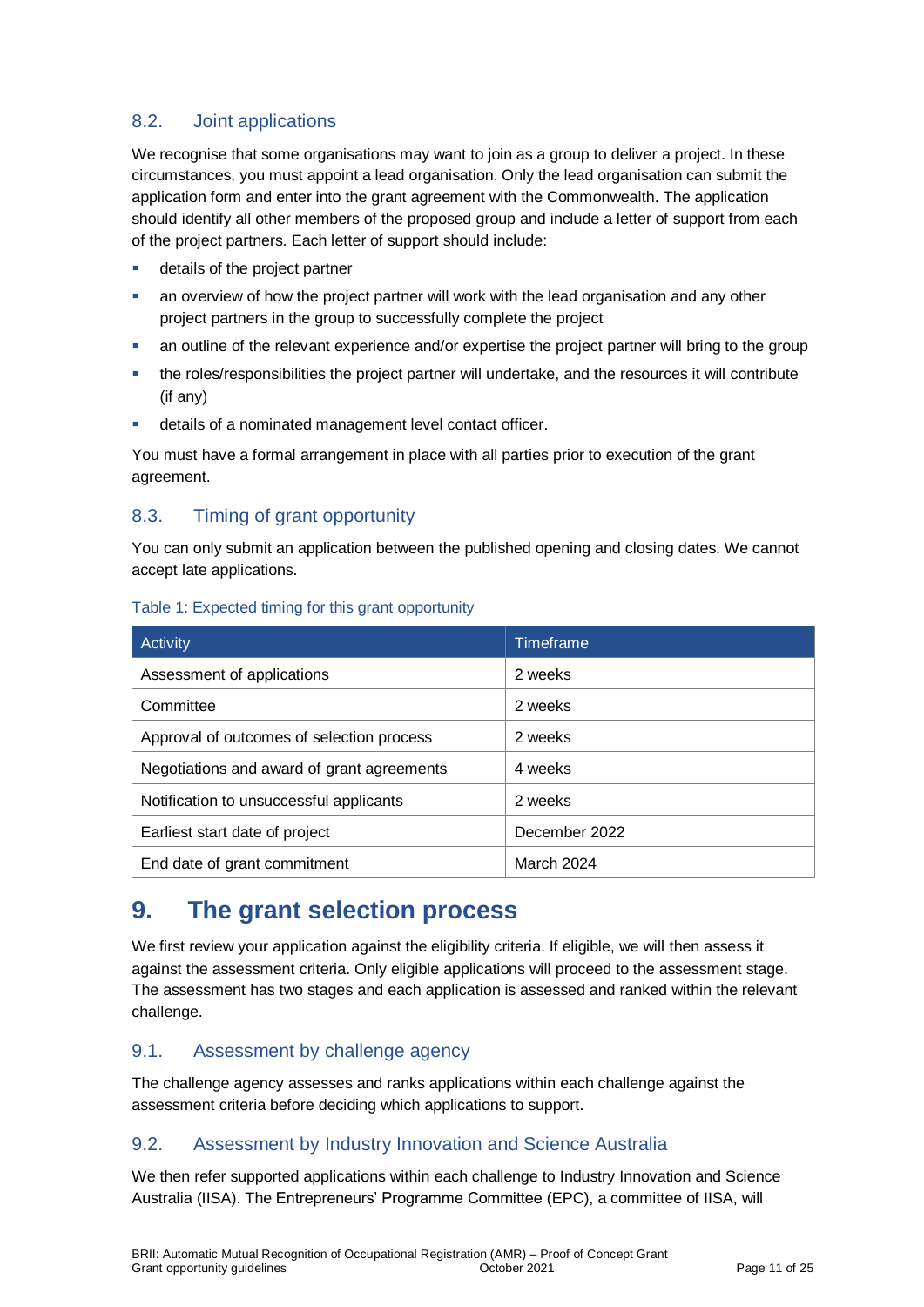### 8.2. Joint applications

We recognise that some organisations may want to join as a group to deliver a project. In these circumstances, you must appoint a lead organisation. Only the lead organisation can submit the application form and enter into the grant agreement with the Commonwealth. The application should identify all other members of the proposed group and include a letter of support from each of the project partners. Each letter of support should include:

- details of the project partner
- an overview of how the project partner will work with the lead organisation and any other project partners in the group to successfully complete the project
- an outline of the relevant experience and/or expertise the project partner will bring to the group
- the roles/responsibilities the project partner will undertake, and the resources it will contribute (if any)
- details of a nominated management level contact officer.

You must have a formal arrangement in place with all parties prior to execution of the grant agreement.

### 8.3. Timing of grant opportunity

You can only submit an application between the published opening and closing dates. We cannot accept late applications.

Table 1: Expected timing for this grant opportunity

| Activity | Timeframe |
|---|---|
| Assessment of applications | 2 weeks |
| Committee | 2 weeks |
| Approval of outcomes of selection process | 2 weeks |
| Negotiations and award of grant agreements | 4 weeks |
| Notification to unsuccessful applicants | 2 weeks |
| Earliest start date of project | December 2022 |
| End date of grant commitment | March 2024 |

## 9. The grant selection process

We first review your application against the eligibility criteria. If eligible, we will then assess it against the assessment criteria. Only eligible applications will proceed to the assessment stage. The assessment has two stages and each application is assessed and ranked within the relevant challenge.

### 9.1. Assessment by challenge agency

The challenge agency assesses and ranks applications within each challenge against the assessment criteria before deciding which applications to support.

### 9.2. Assessment by Industry Innovation and Science Australia

We then refer supported applications within each challenge to Industry Innovation and Science Australia (IISA). The Entrepreneurs' Programme Committee (EPC), a committee of IISA, will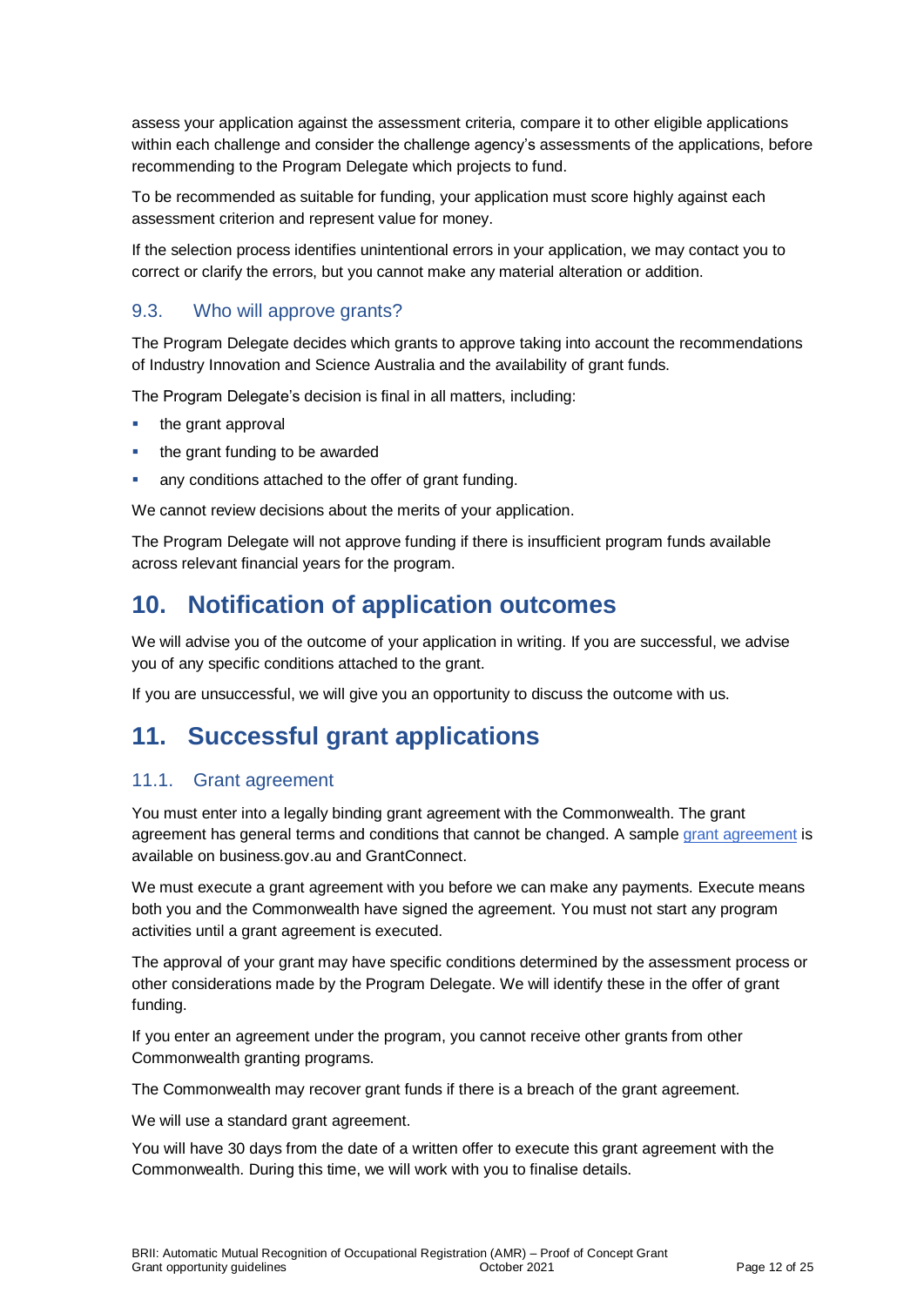assess your application against the assessment criteria, compare it to other eligible applications within each challenge and consider the challenge agency's assessments of the applications, before recommending to the Program Delegate which projects to fund.

To be recommended as suitable for funding, your application must score highly against each assessment criterion and represent value for money.

If the selection process identifies unintentional errors in your application, we may contact you to correct or clarify the errors, but you cannot make any material alteration or addition.

### 9.3. Who will approve grants?

The Program Delegate decides which grants to approve taking into account the recommendations of Industry Innovation and Science Australia and the availability of grant funds.

The Program Delegate's decision is final in all matters, including:

- the grant approval
- the grant funding to be awarded
- any conditions attached to the offer of grant funding.

We cannot review decisions about the merits of your application.

The Program Delegate will not approve funding if there is insufficient program funds available across relevant financial years for the program.

## 10. Notification of application outcomes

We will advise you of the outcome of your application in writing. If you are successful, we advise you of any specific conditions attached to the grant.

If you are unsuccessful, we will give you an opportunity to discuss the outcome with us.

## 11. Successful grant applications

### 11.1. Grant agreement

You must enter into a legally binding grant agreement with the Commonwealth. The grant agreement has general terms and conditions that cannot be changed. A sample grant agreement is available on business.gov.au and GrantConnect.

We must execute a grant agreement with you before we can make any payments. Execute means both you and the Commonwealth have signed the agreement. You must not start any program activities until a grant agreement is executed.

The approval of your grant may have specific conditions determined by the assessment process or other considerations made by the Program Delegate. We will identify these in the offer of grant funding.

If you enter an agreement under the program, you cannot receive other grants from other Commonwealth granting programs.

The Commonwealth may recover grant funds if there is a breach of the grant agreement.

We will use a standard grant agreement.

You will have 30 days from the date of a written offer to execute this grant agreement with the Commonwealth. During this time, we will work with you to finalise details.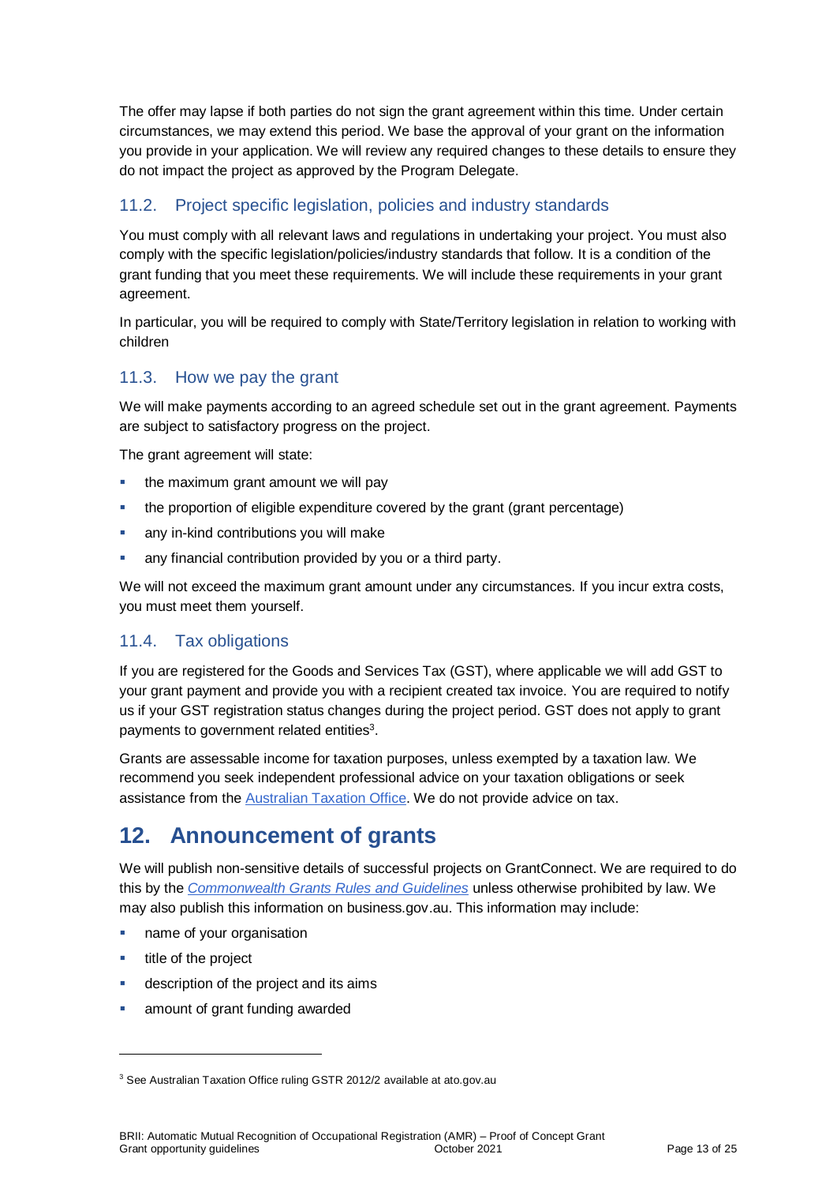The offer may lapse if both parties do not sign the grant agreement within this time. Under certain circumstances, we may extend this period. We base the approval of your grant on the information you provide in your application. We will review any required changes to these details to ensure they do not impact the project as approved by the Program Delegate.

### 11.2. Project specific legislation, policies and industry standards

You must comply with all relevant laws and regulations in undertaking your project. You must also comply with the specific legislation/policies/industry standards that follow. It is a condition of the grant funding that you meet these requirements. We will include these requirements in your grant agreement.

In particular, you will be required to comply with State/Territory legislation in relation to working with children

### 11.3. How we pay the grant

We will make payments according to an agreed schedule set out in the grant agreement. Payments are subject to satisfactory progress on the project.

The grant agreement will state:

- the maximum grant amount we will pay
- the proportion of eligible expenditure covered by the grant (grant percentage)
- any in-kind contributions you will make
- any financial contribution provided by you or a third party.

We will not exceed the maximum grant amount under any circumstances. If you incur extra costs, you must meet them yourself.

### 11.4. Tax obligations

If you are registered for the Goods and Services Tax (GST), where applicable we will add GST to your grant payment and provide you with a recipient created tax invoice. You are required to notify us if your GST registration status changes during the project period. GST does not apply to grant payments to government related entities[3].

Grants are assessable income for taxation purposes, unless exempted by a taxation law. We recommend you seek independent professional advice on your taxation obligations or seek assistance from the Australian Taxation Office. We do not provide advice on tax.

## 12. Announcement of grants

We will publish non-sensitive details of successful projects on GrantConnect. We are required to do this by the *Commonwealth Grants Rules and Guidelines* unless otherwise prohibited by law. We may also publish this information on business.gov.au. This information may include:

- name of your organisation
- title of the project
- description of the project and its aims
- amount of grant funding awarded

---

[3] See Australian Taxation Office ruling GSTR 2012/2 available at ato.gov.au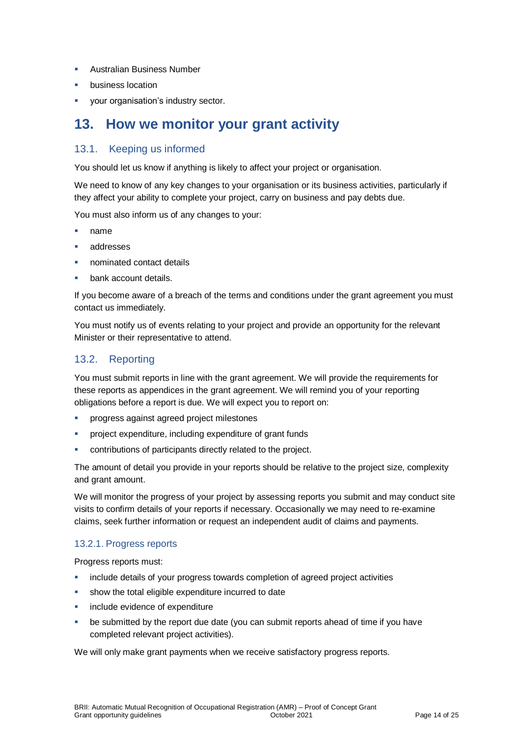- Australian Business Number
- business location
- your organisation's industry sector.

# 13. How we monitor your grant activity

## 13.1. Keeping us informed

You should let us know if anything is likely to affect your project or organisation.

We need to know of any key changes to your organisation or its business activities, particularly if they affect your ability to complete your project, carry on business and pay debts due.

You must also inform us of any changes to your:

- name
- addresses
- nominated contact details
- bank account details.

If you become aware of a breach of the terms and conditions under the grant agreement you must contact us immediately.

You must notify us of events relating to your project and provide an opportunity for the relevant Minister or their representative to attend.

## 13.2. Reporting

You must submit reports in line with the grant agreement. We will provide the requirements for these reports as appendices in the grant agreement. We will remind you of your reporting obligations before a report is due. We will expect you to report on:

- progress against agreed project milestones
- project expenditure, including expenditure of grant funds
- contributions of participants directly related to the project.

The amount of detail you provide in your reports should be relative to the project size, complexity and grant amount.

We will monitor the progress of your project by assessing reports you submit and may conduct site visits to confirm details of your reports if necessary. Occasionally we may need to re-examine claims, seek further information or request an independent audit of claims and payments.

### 13.2.1. Progress reports

Progress reports must:

- include details of your progress towards completion of agreed project activities
- show the total eligible expenditure incurred to date
- include evidence of expenditure
- be submitted by the report due date (you can submit reports ahead of time if you have completed relevant project activities).

We will only make grant payments when we receive satisfactory progress reports.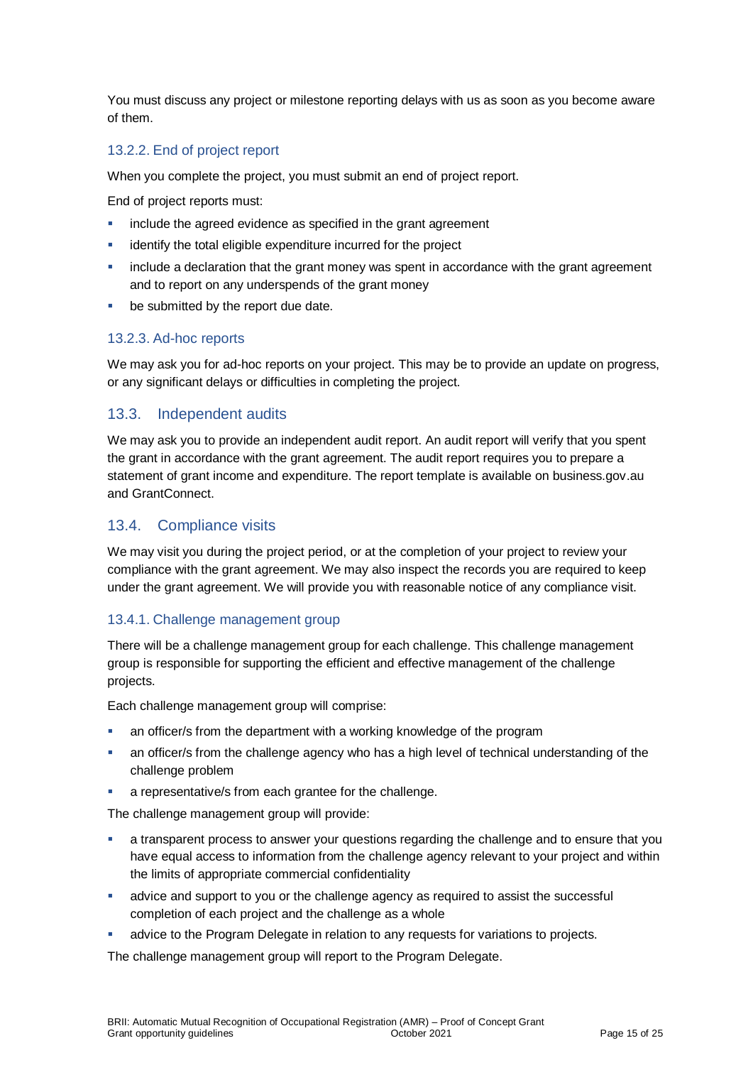You must discuss any project or milestone reporting delays with us as soon as you become aware of them.

### 13.2.2. End of project report

When you complete the project, you must submit an end of project report.

End of project reports must:

- include the agreed evidence as specified in the grant agreement
- identify the total eligible expenditure incurred for the project
- include a declaration that the grant money was spent in accordance with the grant agreement and to report on any underspends of the grant money
- be submitted by the report due date.

### 13.2.3. Ad-hoc reports

We may ask you for ad-hoc reports on your project. This may be to provide an update on progress, or any significant delays or difficulties in completing the project.

## 13.3. Independent audits

We may ask you to provide an independent audit report. An audit report will verify that you spent the grant in accordance with the grant agreement. The audit report requires you to prepare a statement of grant income and expenditure. The report template is available on business.gov.au and GrantConnect.

## 13.4. Compliance visits

We may visit you during the project period, or at the completion of your project to review your compliance with the grant agreement. We may also inspect the records you are required to keep under the grant agreement. We will provide you with reasonable notice of any compliance visit.

### 13.4.1. Challenge management group

There will be a challenge management group for each challenge. This challenge management group is responsible for supporting the efficient and effective management of the challenge projects.

Each challenge management group will comprise:

- an officer/s from the department with a working knowledge of the program
- an officer/s from the challenge agency who has a high level of technical understanding of the challenge problem
- a representative/s from each grantee for the challenge.

The challenge management group will provide:

- a transparent process to answer your questions regarding the challenge and to ensure that you have equal access to information from the challenge agency relevant to your project and within the limits of appropriate commercial confidentiality
- advice and support to you or the challenge agency as required to assist the successful completion of each project and the challenge as a whole
- advice to the Program Delegate in relation to any requests for variations to projects.

The challenge management group will report to the Program Delegate.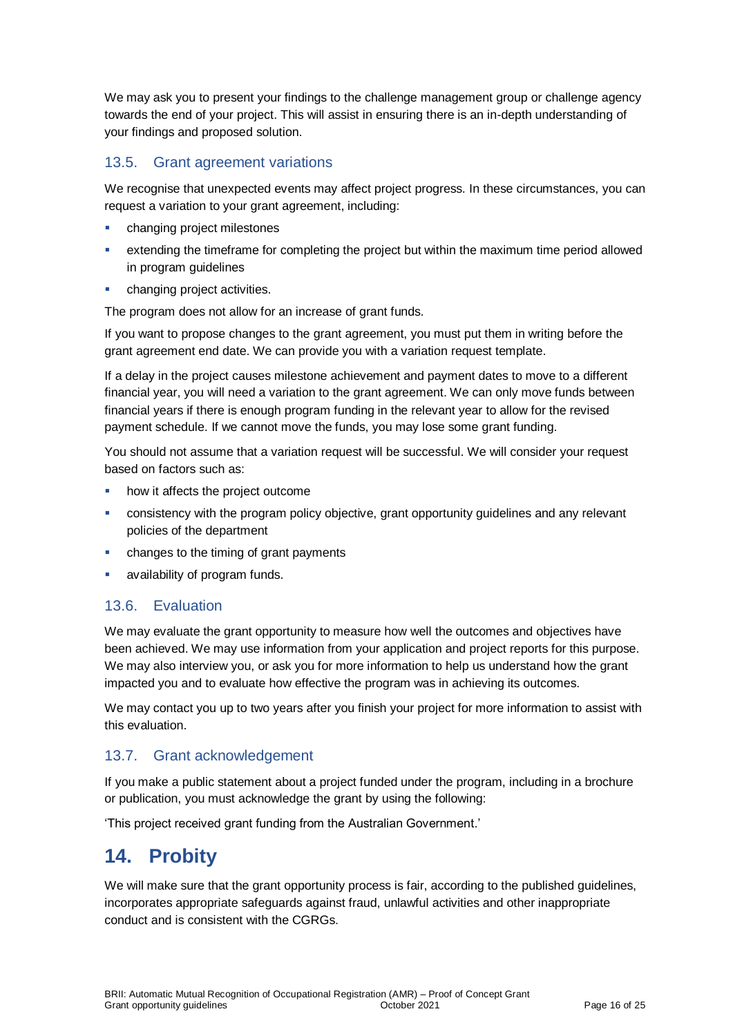We may ask you to present your findings to the challenge management group or challenge agency towards the end of your project. This will assist in ensuring there is an in-depth understanding of your findings and proposed solution.

### 13.5. Grant agreement variations

We recognise that unexpected events may affect project progress. In these circumstances, you can request a variation to your grant agreement, including:

- changing project milestones
- extending the timeframe for completing the project but within the maximum time period allowed in program guidelines
- changing project activities.

The program does not allow for an increase of grant funds.

If you want to propose changes to the grant agreement, you must put them in writing before the grant agreement end date. We can provide you with a variation request template.

If a delay in the project causes milestone achievement and payment dates to move to a different financial year, you will need a variation to the grant agreement. We can only move funds between financial years if there is enough program funding in the relevant year to allow for the revised payment schedule. If we cannot move the funds, you may lose some grant funding.

You should not assume that a variation request will be successful. We will consider your request based on factors such as:

- how it affects the project outcome
- consistency with the program policy objective, grant opportunity guidelines and any relevant policies of the department
- changes to the timing of grant payments
- availability of program funds.

### 13.6. Evaluation

We may evaluate the grant opportunity to measure how well the outcomes and objectives have been achieved. We may use information from your application and project reports for this purpose. We may also interview you, or ask you for more information to help us understand how the grant impacted you and to evaluate how effective the program was in achieving its outcomes.

We may contact you up to two years after you finish your project for more information to assist with this evaluation.

### 13.7. Grant acknowledgement

If you make a public statement about a project funded under the program, including in a brochure or publication, you must acknowledge the grant by using the following:

'This project received grant funding from the Australian Government.'

## 14. Probity

We will make sure that the grant opportunity process is fair, according to the published guidelines, incorporates appropriate safeguards against fraud, unlawful activities and other inappropriate conduct and is consistent with the CGRGs.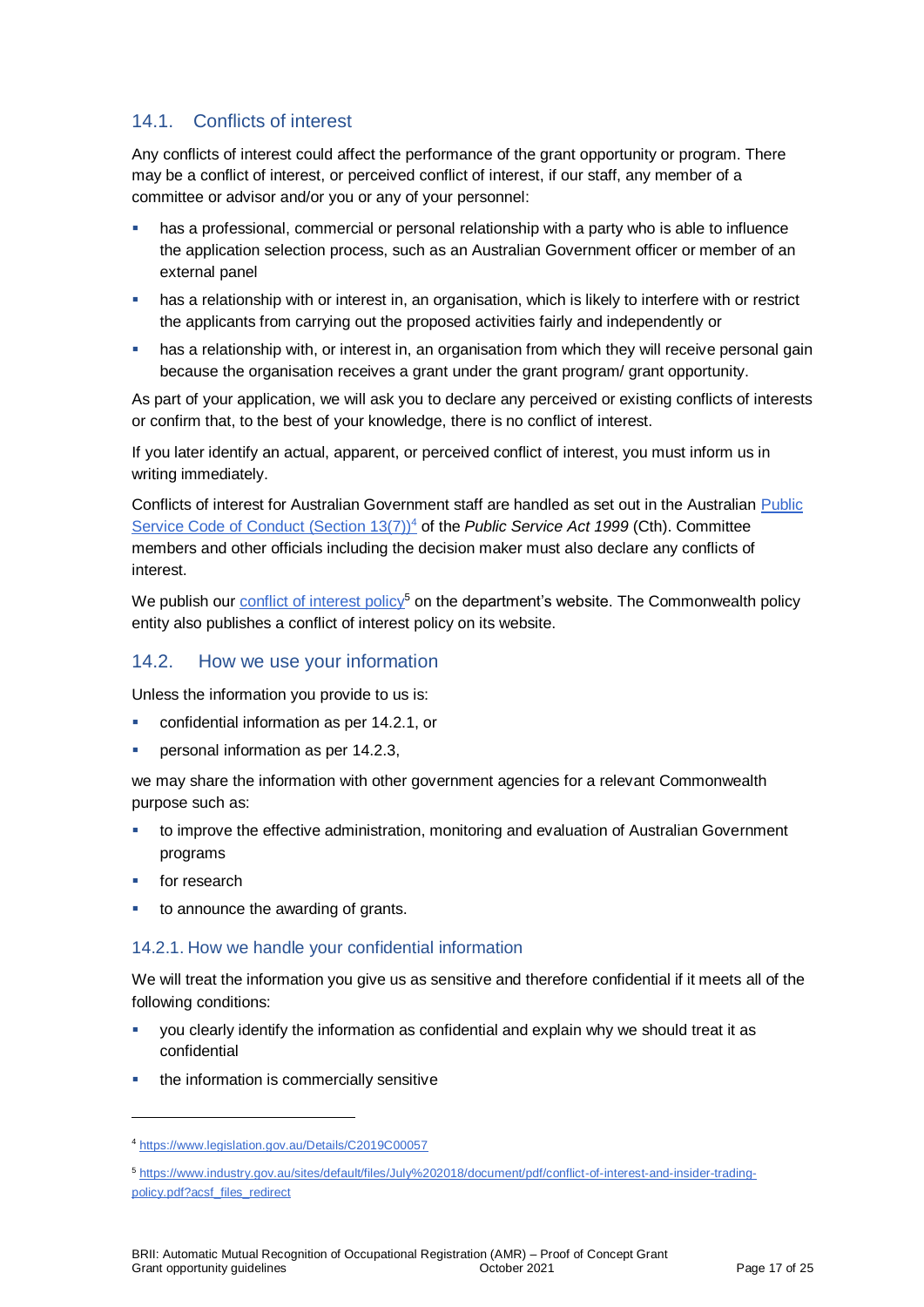## 14.1. Conflicts of interest

Any conflicts of interest could affect the performance of the grant opportunity or program. There may be a conflict of interest, or perceived conflict of interest, if our staff, any member of a committee or advisor and/or you or any of your personnel:

- has a professional, commercial or personal relationship with a party who is able to influence the application selection process, such as an Australian Government officer or member of an external panel
- has a relationship with or interest in, an organisation, which is likely to interfere with or restrict the applicants from carrying out the proposed activities fairly and independently or
- has a relationship with, or interest in, an organisation from which they will receive personal gain because the organisation receives a grant under the grant program/ grant opportunity.

As part of your application, we will ask you to declare any perceived or existing conflicts of interests or confirm that, to the best of your knowledge, there is no conflict of interest.

If you later identify an actual, apparent, or perceived conflict of interest, you must inform us in writing immediately.

Conflicts of interest for Australian Government staff are handled as set out in the Australian [Public Service Code of Conduct (Section 13(7))](https://www.legislation.gov.au/Details/C2019C00057)[4] of the *Public Service Act 1999* (Cth). Committee members and other officials including the decision maker must also declare any conflicts of interest.

We publish our [conflict of interest policy](https://www.industry.gov.au/sites/default/files/July%202018/document/pdf/conflict-of-interest-and-insider-trading-policy.pdf?acsf_files_redirect)[5] on the department's website. The Commonwealth policy entity also publishes a conflict of interest policy on its website.

## 14.2. How we use your information

Unless the information you provide to us is:

- confidential information as per 14.2.1, or
- personal information as per 14.2.3,

we may share the information with other government agencies for a relevant Commonwealth purpose such as:

- to improve the effective administration, monitoring and evaluation of Australian Government programs
- for research
- to announce the awarding of grants.

### 14.2.1. How we handle your confidential information

We will treat the information you give us as sensitive and therefore confidential if it meets all of the following conditions:

- you clearly identify the information as confidential and explain why we should treat it as confidential
- the information is commercially sensitive

---

[4] https://www.legislation.gov.au/Details/C2019C00057

[5] https://www.industry.gov.au/sites/default/files/July%202018/document/pdf/conflict-of-interest-and-insider-trading-policy.pdf?acsf_files_redirect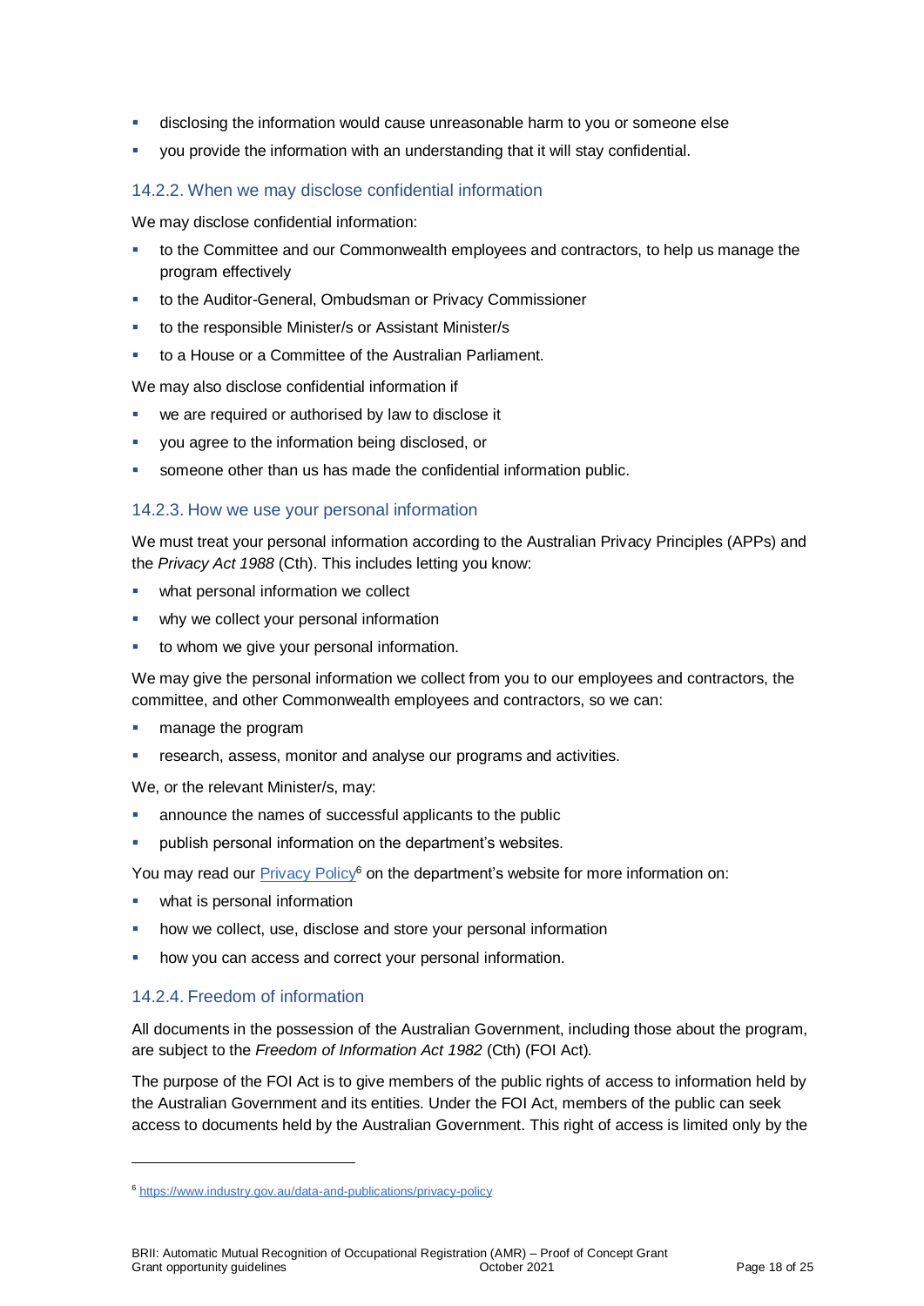- disclosing the information would cause unreasonable harm to you or someone else
- you provide the information with an understanding that it will stay confidential.

### 14.2.2. When we may disclose confidential information

We may disclose confidential information:

- to the Committee and our Commonwealth employees and contractors, to help us manage the program effectively
- to the Auditor-General, Ombudsman or Privacy Commissioner
- to the responsible Minister/s or Assistant Minister/s
- to a House or a Committee of the Australian Parliament.

We may also disclose confidential information if

- we are required or authorised by law to disclose it
- you agree to the information being disclosed, or
- someone other than us has made the confidential information public.

### 14.2.3. How we use your personal information

We must treat your personal information according to the Australian Privacy Principles (APPs) and the *Privacy Act 1988* (Cth). This includes letting you know:

- what personal information we collect
- why we collect your personal information
- to whom we give your personal information.

We may give the personal information we collect from you to our employees and contractors, the committee, and other Commonwealth employees and contractors, so we can:

- manage the program
- research, assess, monitor and analyse our programs and activities.

We, or the relevant Minister/s, may:

- announce the names of successful applicants to the public
- publish personal information on the department's websites.

You may read our Privacy Policy[6] on the department's website for more information on:

- what is personal information
- how we collect, use, disclose and store your personal information
- how you can access and correct your personal information.

### 14.2.4. Freedom of information

All documents in the possession of the Australian Government, including those about the program, are subject to the *Freedom of Information Act 1982* (Cth) (FOI Act)*.*

The purpose of the FOI Act is to give members of the public rights of access to information held by the Australian Government and its entities. Under the FOI Act, members of the public can seek access to documents held by the Australian Government. This right of access is limited only by the

---

[6] https://www.industry.gov.au/data-and-publications/privacy-policy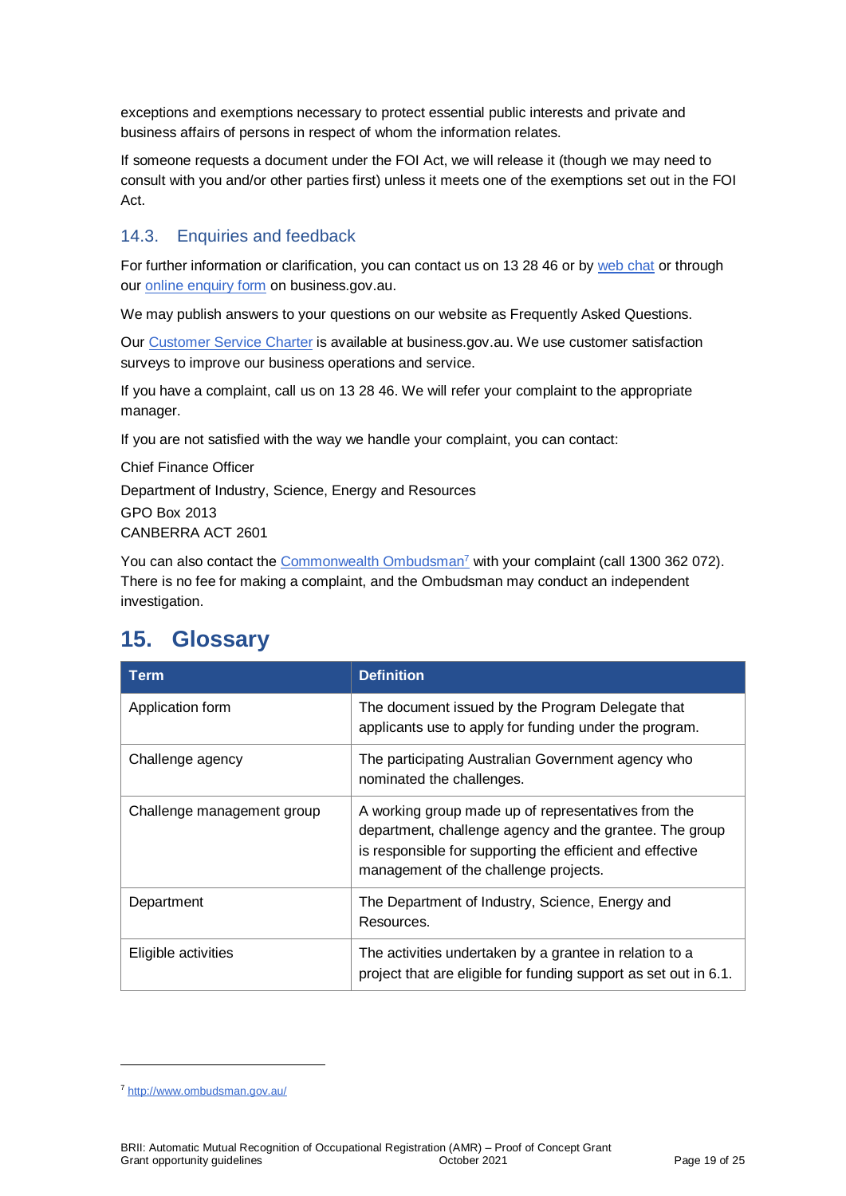exceptions and exemptions necessary to protect essential public interests and private and business affairs of persons in respect of whom the information relates.

If someone requests a document under the FOI Act, we will release it (though we may need to consult with you and/or other parties first) unless it meets one of the exemptions set out in the FOI Act.

### 14.3. Enquiries and feedback

For further information or clarification, you can contact us on 13 28 46 or by web chat or through our online enquiry form on business.gov.au.

We may publish answers to your questions on our website as Frequently Asked Questions.

Our Customer Service Charter is available at business.gov.au. We use customer satisfaction surveys to improve our business operations and service.

If you have a complaint, call us on 13 28 46. We will refer your complaint to the appropriate manager.

If you are not satisfied with the way we handle your complaint, you can contact:

Chief Finance Officer
Department of Industry, Science, Energy and Resources
GPO Box 2013
CANBERRA ACT 2601

You can also contact the Commonwealth Ombudsman[7] with your complaint (call 1300 362 072). There is no fee for making a complaint, and the Ombudsman may conduct an independent investigation.

## 15. Glossary

| Term | Definition |
| --- | --- |
| Application form | The document issued by the Program Delegate that applicants use to apply for funding under the program. |
| Challenge agency | The participating Australian Government agency who nominated the challenges. |
| Challenge management group | A working group made up of representatives from the department, challenge agency and the grantee. The group is responsible for supporting the efficient and effective management of the challenge projects. |
| Department | The Department of Industry, Science, Energy and Resources. |
| Eligible activities | The activities undertaken by a grantee in relation to a project that are eligible for funding support as set out in 6.1. |

[7] http://www.ombudsman.gov.au/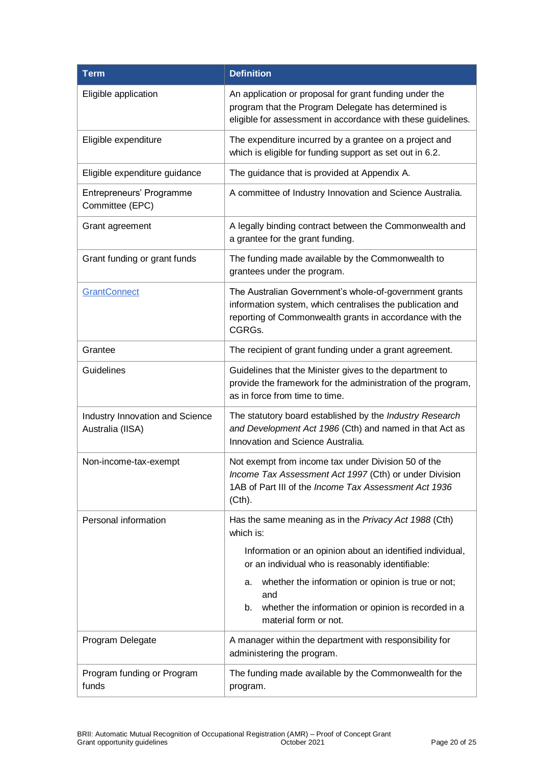| Term | Definition |
| --- | --- |
| Eligible application | An application or proposal for grant funding under the program that the Program Delegate has determined is eligible for assessment in accordance with these guidelines. |
| Eligible expenditure | The expenditure incurred by a grantee on a project and which is eligible for funding support as set out in 6.2. |
| Eligible expenditure guidance | The guidance that is provided at Appendix A. |
| Entrepreneurs' Programme Committee (EPC) | A committee of Industry Innovation and Science Australia. |
| Grant agreement | A legally binding contract between the Commonwealth and a grantee for the grant funding. |
| Grant funding or grant funds | The funding made available by the Commonwealth to grantees under the program. |
| [GrantConnect]() | The Australian Government's whole-of-government grants information system, which centralises the publication and reporting of Commonwealth grants in accordance with the CGRGs. |
| Grantee | The recipient of grant funding under a grant agreement. |
| Guidelines | Guidelines that the Minister gives to the department to provide the framework for the administration of the program, as in force from time to time. |
| Industry Innovation and Science Australia (IISA) | The statutory board established by the *Industry Research and Development Act 1986* (Cth) and named in that Act as Innovation and Science Australia. |
| Non-income-tax-exempt | Not exempt from income tax under Division 50 of the *Income Tax Assessment Act 1997* (Cth) or under Division 1AB of Part III of the *Income Tax Assessment Act 1936* (Cth). |
| Personal information | Has the same meaning as in the *Privacy Act 1988* (Cth) which is: <br><br> Information or an opinion about an identified individual, or an individual who is reasonably identifiable: <br> a. whether the information or opinion is true or not; and <br> b. whether the information or opinion is recorded in a material form or not. |
| Program Delegate | A manager within the department with responsibility for administering the program. |
| Program funding or Program funds | The funding made available by the Commonwealth for the program. |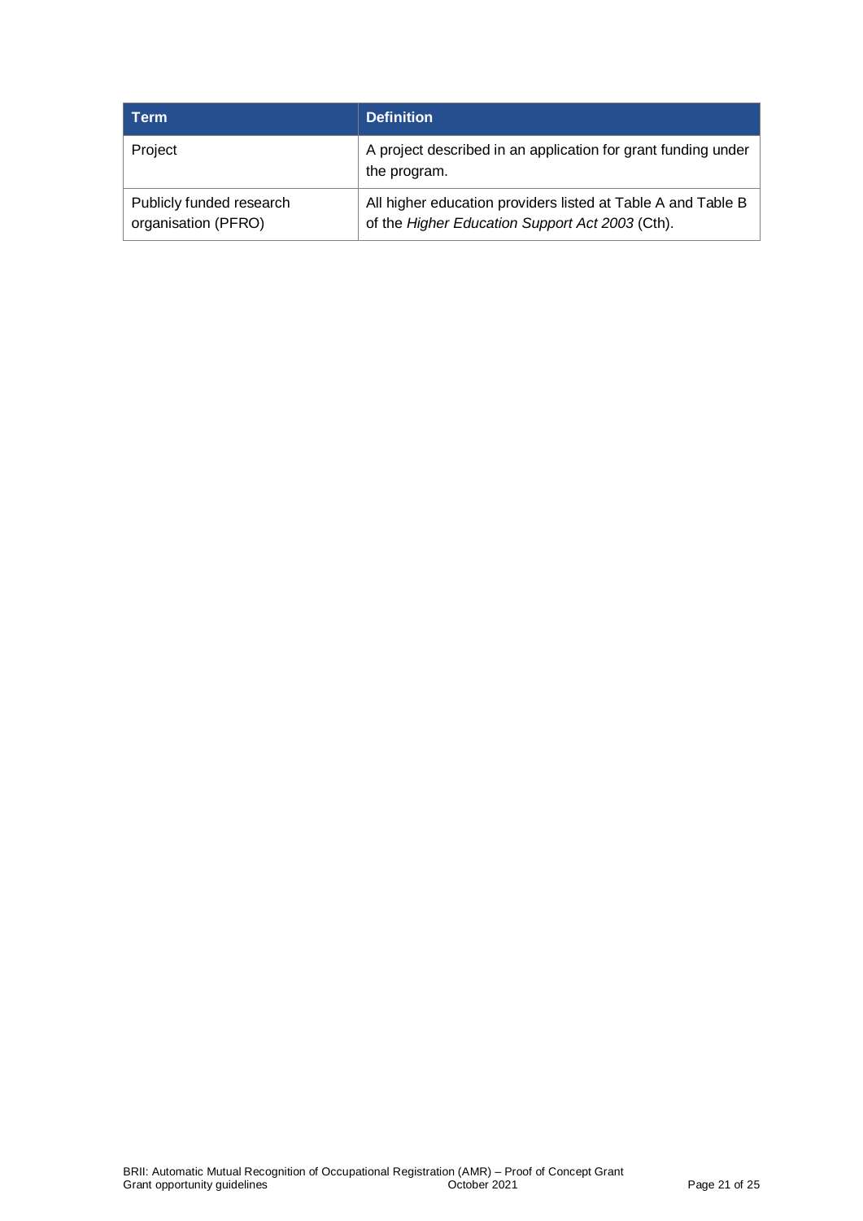| Term | Definition |
|---|---|
| Project | A project described in an application for grant funding under the program. |
| Publicly funded research organisation (PFRO) | All higher education providers listed at Table A and Table B of the *Higher Education Support Act 2003* (Cth). |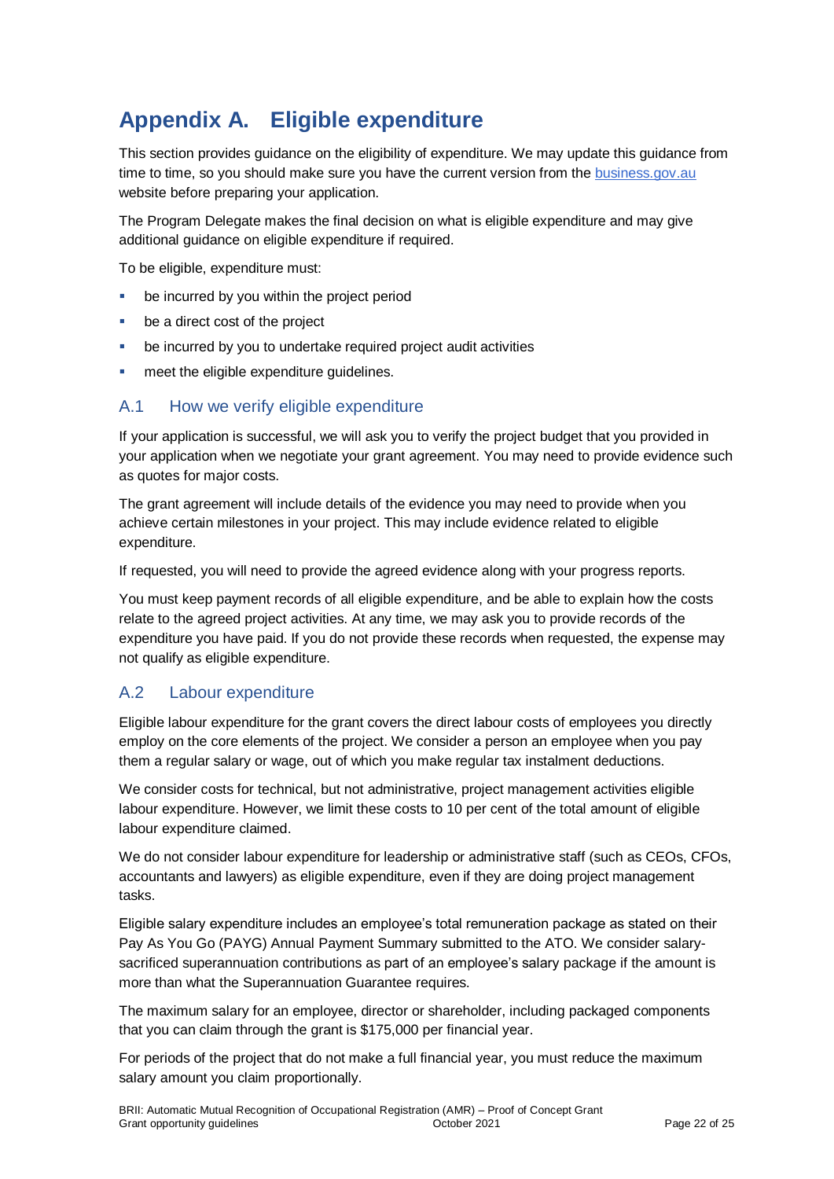# Appendix A. Eligible expenditure

This section provides guidance on the eligibility of expenditure. We may update this guidance from time to time, so you should make sure you have the current version from the [business.gov.au](https://business.gov.au) website before preparing your application.

The Program Delegate makes the final decision on what is eligible expenditure and may give additional guidance on eligible expenditure if required.

To be eligible, expenditure must:

- be incurred by you within the project period
- be a direct cost of the project
- be incurred by you to undertake required project audit activities
- meet the eligible expenditure guidelines.

## A.1 How we verify eligible expenditure

If your application is successful, we will ask you to verify the project budget that you provided in your application when we negotiate your grant agreement. You may need to provide evidence such as quotes for major costs.

The grant agreement will include details of the evidence you may need to provide when you achieve certain milestones in your project. This may include evidence related to eligible expenditure.

If requested, you will need to provide the agreed evidence along with your progress reports.

You must keep payment records of all eligible expenditure, and be able to explain how the costs relate to the agreed project activities. At any time, we may ask you to provide records of the expenditure you have paid. If you do not provide these records when requested, the expense may not qualify as eligible expenditure.

## A.2 Labour expenditure

Eligible labour expenditure for the grant covers the direct labour costs of employees you directly employ on the core elements of the project. We consider a person an employee when you pay them a regular salary or wage, out of which you make regular tax instalment deductions.

We consider costs for technical, but not administrative, project management activities eligible labour expenditure. However, we limit these costs to 10 per cent of the total amount of eligible labour expenditure claimed.

We do not consider labour expenditure for leadership or administrative staff (such as CEOs, CFOs, accountants and lawyers) as eligible expenditure, even if they are doing project management tasks.

Eligible salary expenditure includes an employee's total remuneration package as stated on their Pay As You Go (PAYG) Annual Payment Summary submitted to the ATO. We consider salary-sacrificed superannuation contributions as part of an employee's salary package if the amount is more than what the Superannuation Guarantee requires.

The maximum salary for an employee, director or shareholder, including packaged components that you can claim through the grant is $175,000 per financial year.

For periods of the project that do not make a full financial year, you must reduce the maximum salary amount you claim proportionally.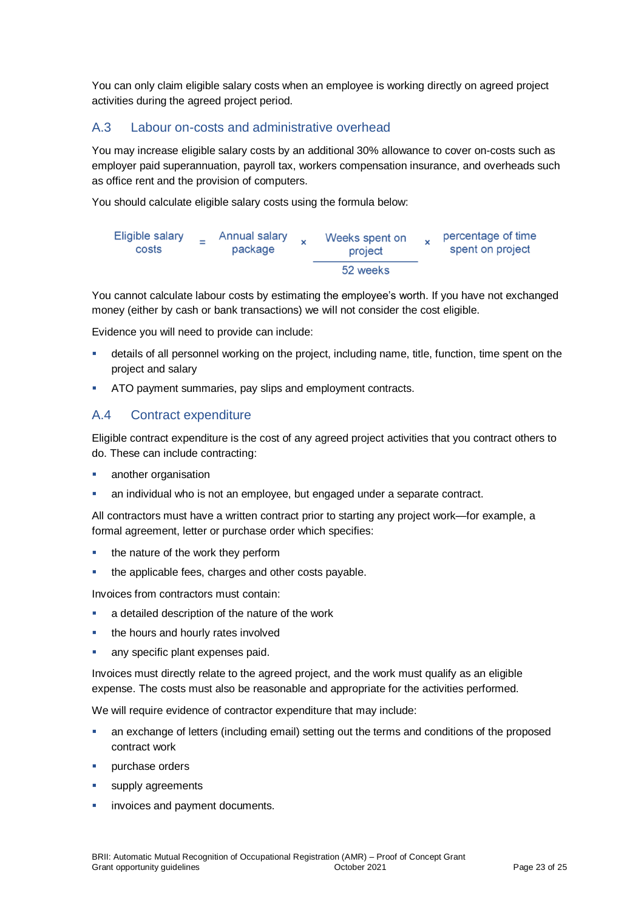You can only claim eligible salary costs when an employee is working directly on agreed project activities during the agreed project period.

### A.3 Labour on-costs and administrative overhead

You may increase eligible salary costs by an additional 30% allowance to cover on-costs such as employer paid superannuation, payroll tax, workers compensation insurance, and overheads such as office rent and the provision of computers.

You should calculate eligible salary costs using the formula below:

$$\text{Eligible salary costs} = \text{Annual salary package} \times \frac{\text{Weeks spent on project}}{\text{52 weeks}} \times \text{percentage of time spent on project}$$

You cannot calculate labour costs by estimating the employee's worth. If you have not exchanged money (either by cash or bank transactions) we will not consider the cost eligible.

Evidence you will need to provide can include:

- details of all personnel working on the project, including name, title, function, time spent on the project and salary
- ATO payment summaries, pay slips and employment contracts.

### A.4 Contract expenditure

Eligible contract expenditure is the cost of any agreed project activities that you contract others to do. These can include contracting:

- another organisation
- an individual who is not an employee, but engaged under a separate contract.

All contractors must have a written contract prior to starting any project work—for example, a formal agreement, letter or purchase order which specifies:

- the nature of the work they perform
- the applicable fees, charges and other costs payable.

Invoices from contractors must contain:

- a detailed description of the nature of the work
- the hours and hourly rates involved
- any specific plant expenses paid.

Invoices must directly relate to the agreed project, and the work must qualify as an eligible expense. The costs must also be reasonable and appropriate for the activities performed.

We will require evidence of contractor expenditure that may include:

- an exchange of letters (including email) setting out the terms and conditions of the proposed contract work
- purchase orders
- supply agreements
- invoices and payment documents.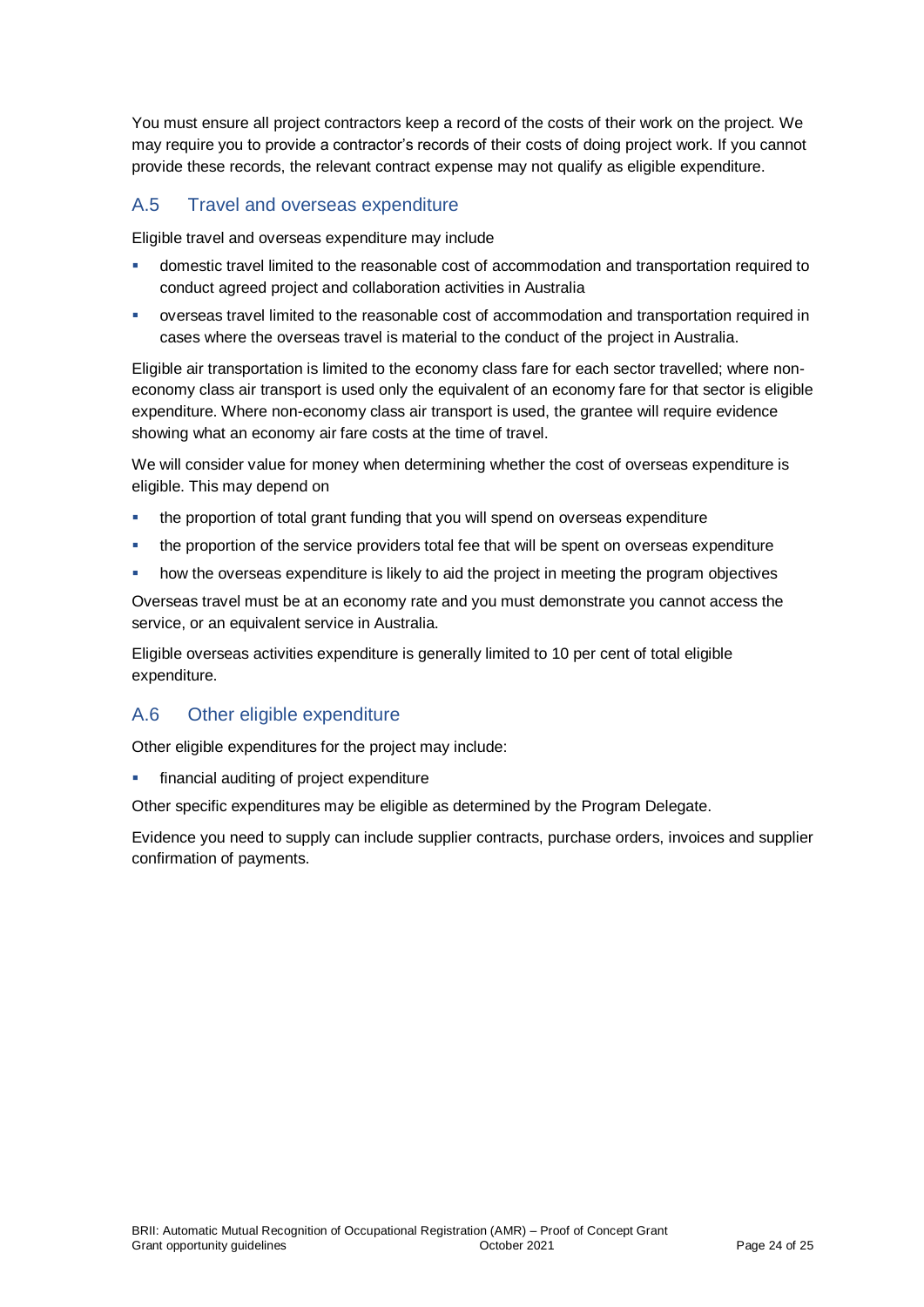You must ensure all project contractors keep a record of the costs of their work on the project. We may require you to provide a contractor's records of their costs of doing project work. If you cannot provide these records, the relevant contract expense may not qualify as eligible expenditure.

## A.5 Travel and overseas expenditure

Eligible travel and overseas expenditure may include

- domestic travel limited to the reasonable cost of accommodation and transportation required to conduct agreed project and collaboration activities in Australia
- overseas travel limited to the reasonable cost of accommodation and transportation required in cases where the overseas travel is material to the conduct of the project in Australia.

Eligible air transportation is limited to the economy class fare for each sector travelled; where non-economy class air transport is used only the equivalent of an economy fare for that sector is eligible expenditure. Where non-economy class air transport is used, the grantee will require evidence showing what an economy air fare costs at the time of travel.

We will consider value for money when determining whether the cost of overseas expenditure is eligible. This may depend on

- the proportion of total grant funding that you will spend on overseas expenditure
- the proportion of the service providers total fee that will be spent on overseas expenditure
- how the overseas expenditure is likely to aid the project in meeting the program objectives

Overseas travel must be at an economy rate and you must demonstrate you cannot access the service, or an equivalent service in Australia.

Eligible overseas activities expenditure is generally limited to 10 per cent of total eligible expenditure.

## A.6 Other eligible expenditure

Other eligible expenditures for the project may include:

- financial auditing of project expenditure

Other specific expenditures may be eligible as determined by the Program Delegate.

Evidence you need to supply can include supplier contracts, purchase orders, invoices and supplier confirmation of payments.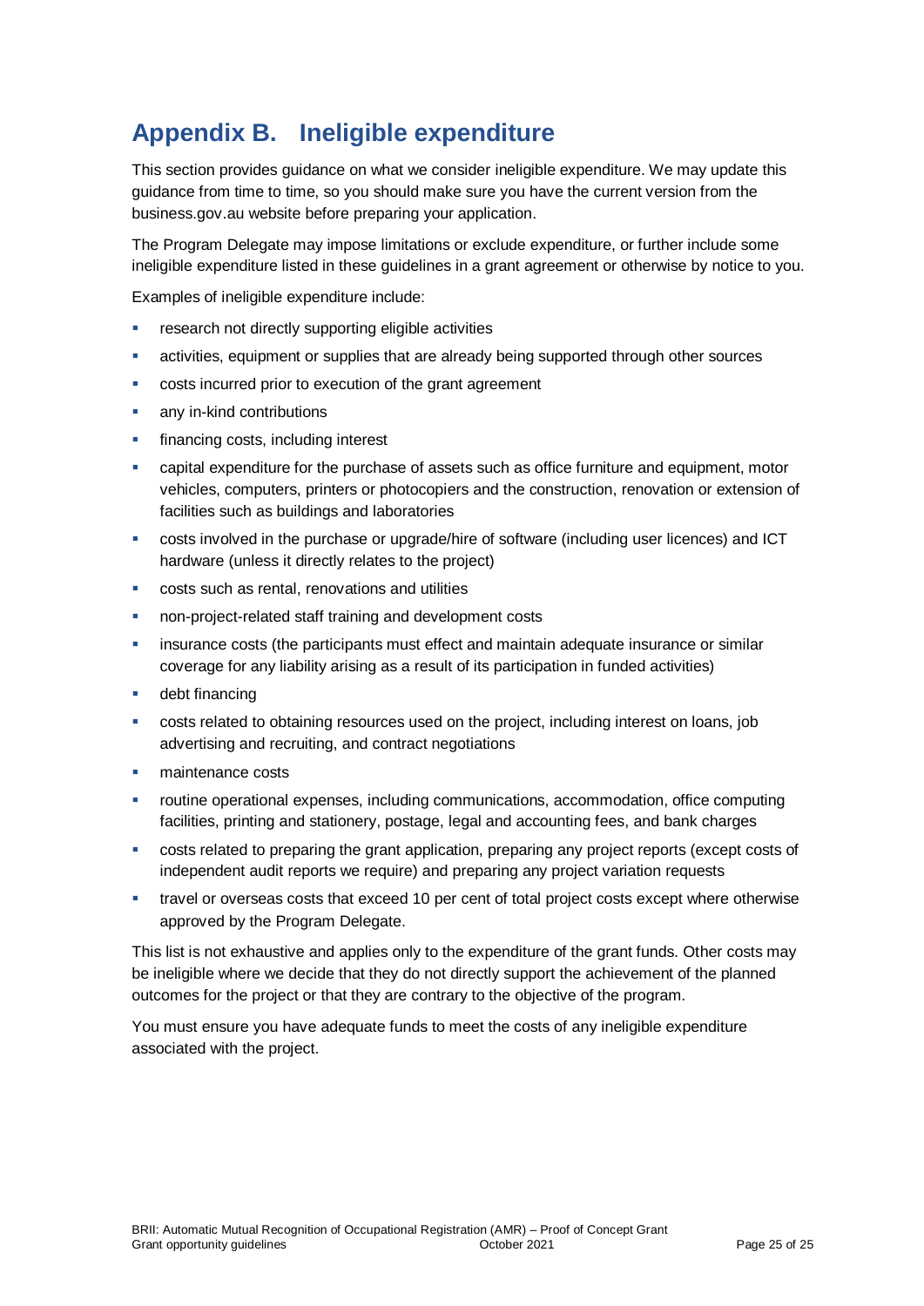# Appendix B. Ineligible expenditure

This section provides guidance on what we consider ineligible expenditure. We may update this guidance from time to time, so you should make sure you have the current version from the business.gov.au website before preparing your application.

The Program Delegate may impose limitations or exclude expenditure, or further include some ineligible expenditure listed in these guidelines in a grant agreement or otherwise by notice to you.

Examples of ineligible expenditure include:

- research not directly supporting eligible activities
- activities, equipment or supplies that are already being supported through other sources
- costs incurred prior to execution of the grant agreement
- any in-kind contributions
- financing costs, including interest
- capital expenditure for the purchase of assets such as office furniture and equipment, motor vehicles, computers, printers or photocopiers and the construction, renovation or extension of facilities such as buildings and laboratories
- costs involved in the purchase or upgrade/hire of software (including user licences) and ICT hardware (unless it directly relates to the project)
- costs such as rental, renovations and utilities
- non-project-related staff training and development costs
- insurance costs (the participants must effect and maintain adequate insurance or similar coverage for any liability arising as a result of its participation in funded activities)
- debt financing
- costs related to obtaining resources used on the project, including interest on loans, job advertising and recruiting, and contract negotiations
- maintenance costs
- routine operational expenses, including communications, accommodation, office computing facilities, printing and stationery, postage, legal and accounting fees, and bank charges
- costs related to preparing the grant application, preparing any project reports (except costs of independent audit reports we require) and preparing any project variation requests
- travel or overseas costs that exceed 10 per cent of total project costs except where otherwise approved by the Program Delegate.

This list is not exhaustive and applies only to the expenditure of the grant funds. Other costs may be ineligible where we decide that they do not directly support the achievement of the planned outcomes for the project or that they are contrary to the objective of the program.

You must ensure you have adequate funds to meet the costs of any ineligible expenditure associated with the project.